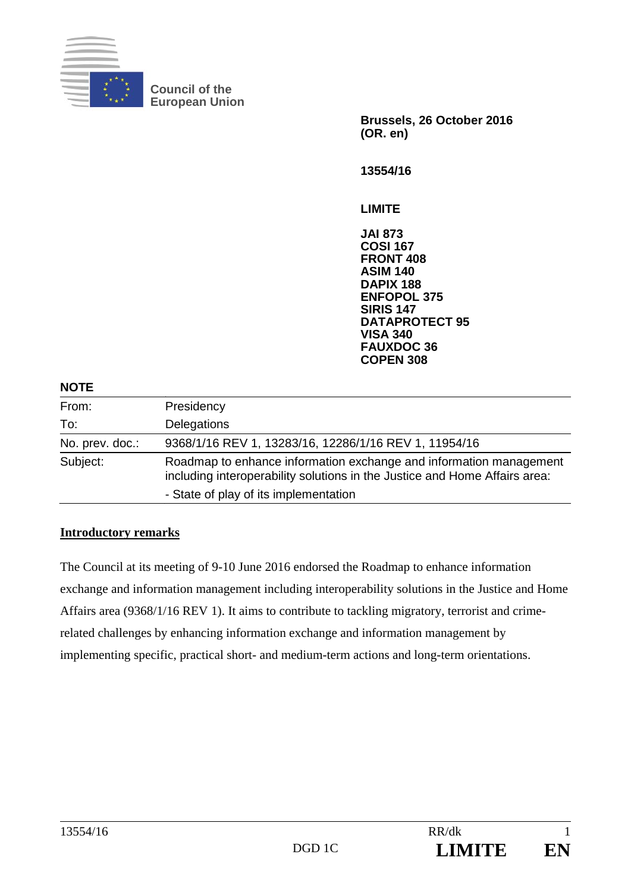Council of the European Union

**Brussels, 26 October 2016**
**(OR. en)**

**13554/16**

**LIMITE**

**JAI 873**
**COSI 167**
**FRONT 408**
**ASIM 140**
**DAPIX 188**
**ENFOPOL 375**
**SIRIS 147**
**DATAPROTECT 95**
**VISA 340**
**FAUXDOC 36**
**COPEN 308**

**NOTE**

| | |
|---|---|
| From: | Presidency |
| To: | Delegations |
| No. prev. doc.: | 9368/1/16 REV 1, 13283/16, 12286/1/16 REV 1, 11954/16 |
| Subject: | Roadmap to enhance information exchange and information management including interoperability solutions in the Justice and Home Affairs area:<br>- State of play of its implementation |

## Introductory remarks

The Council at its meeting of 9-10 June 2016 endorsed the Roadmap to enhance information exchange and information management including interoperability solutions in the Justice and Home Affairs area (9368/1/16 REV 1). It aims to contribute to tackling migratory, terrorist and crime-related challenges by enhancing information exchange and information management by implementing specific, practical short- and medium-term actions and long-term orientations.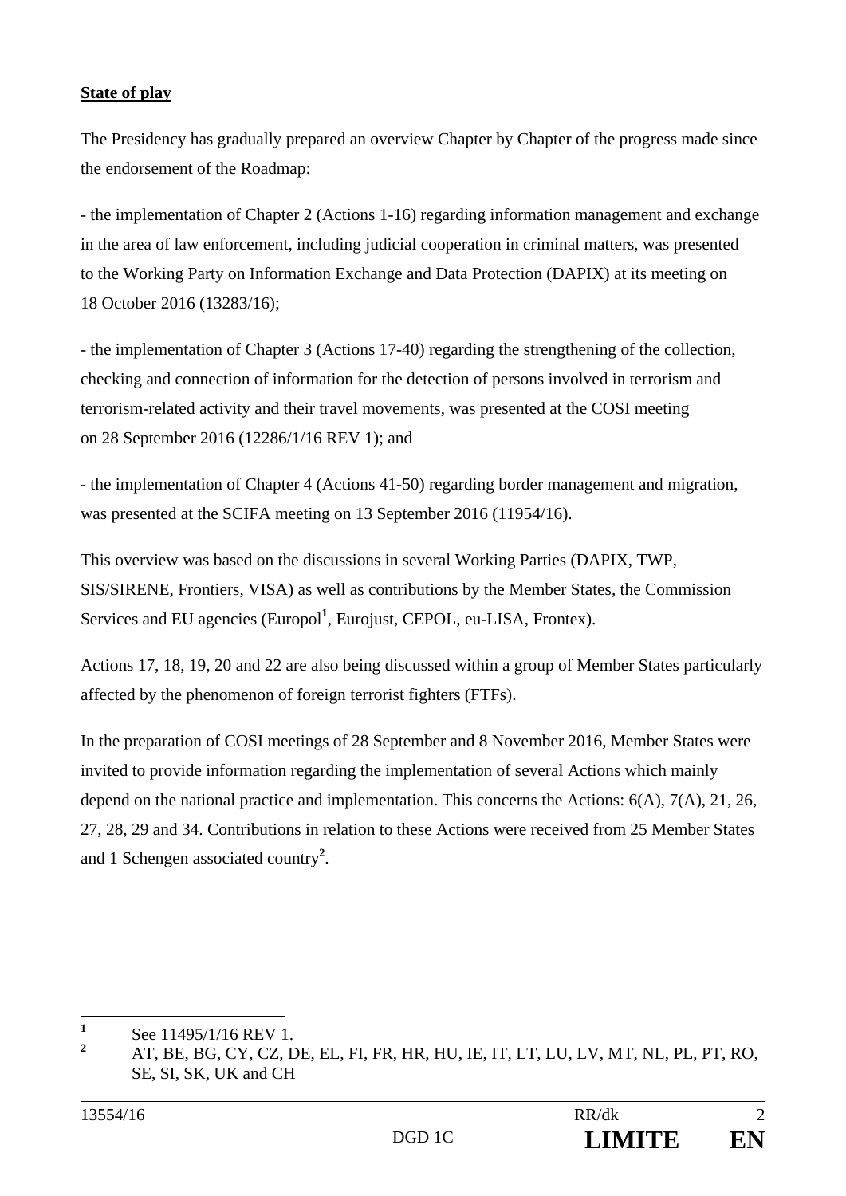**State of play**

The Presidency has gradually prepared an overview Chapter by Chapter of the progress made since the endorsement of the Roadmap:

- the implementation of Chapter 2 (Actions 1-16) regarding information management and exchange in the area of law enforcement, including judicial cooperation in criminal matters, was presented to the Working Party on Information Exchange and Data Protection (DAPIX) at its meeting on 18 October 2016 (13283/16);

- the implementation of Chapter 3 (Actions 17-40) regarding the strengthening of the collection, checking and connection of information for the detection of persons involved in terrorism and terrorism-related activity and their travel movements, was presented at the COSI meeting on 28 September 2016 (12286/1/16 REV 1); and

- the implementation of Chapter 4 (Actions 41-50) regarding border management and migration, was presented at the SCIFA meeting on 13 September 2016 (11954/16).

This overview was based on the discussions in several Working Parties (DAPIX, TWP, SIS/SIRENE, Frontiers, VISA) as well as contributions by the Member States, the Commission Services and EU agencies (Europol[1], Eurojust, CEPOL, eu-LISA, Frontex).

Actions 17, 18, 19, 20 and 22 are also being discussed within a group of Member States particularly affected by the phenomenon of foreign terrorist fighters (FTFs).

In the preparation of COSI meetings of 28 September and 8 November 2016, Member States were invited to provide information regarding the implementation of several Actions which mainly depend on the national practice and implementation. This concerns the Actions: 6(A), 7(A), 21, 26, 27, 28, 29 and 34. Contributions in relation to these Actions were received from 25 Member States and 1 Schengen associated country[2].

---

[1] See 11495/1/16 REV 1.

[2] AT, BE, BG, CY, CZ, DE, EL, FI, FR, HR, HU, IE, IT, LT, LU, LV, MT, NL, PL, PT, RO, SE, SI, SK, UK and CH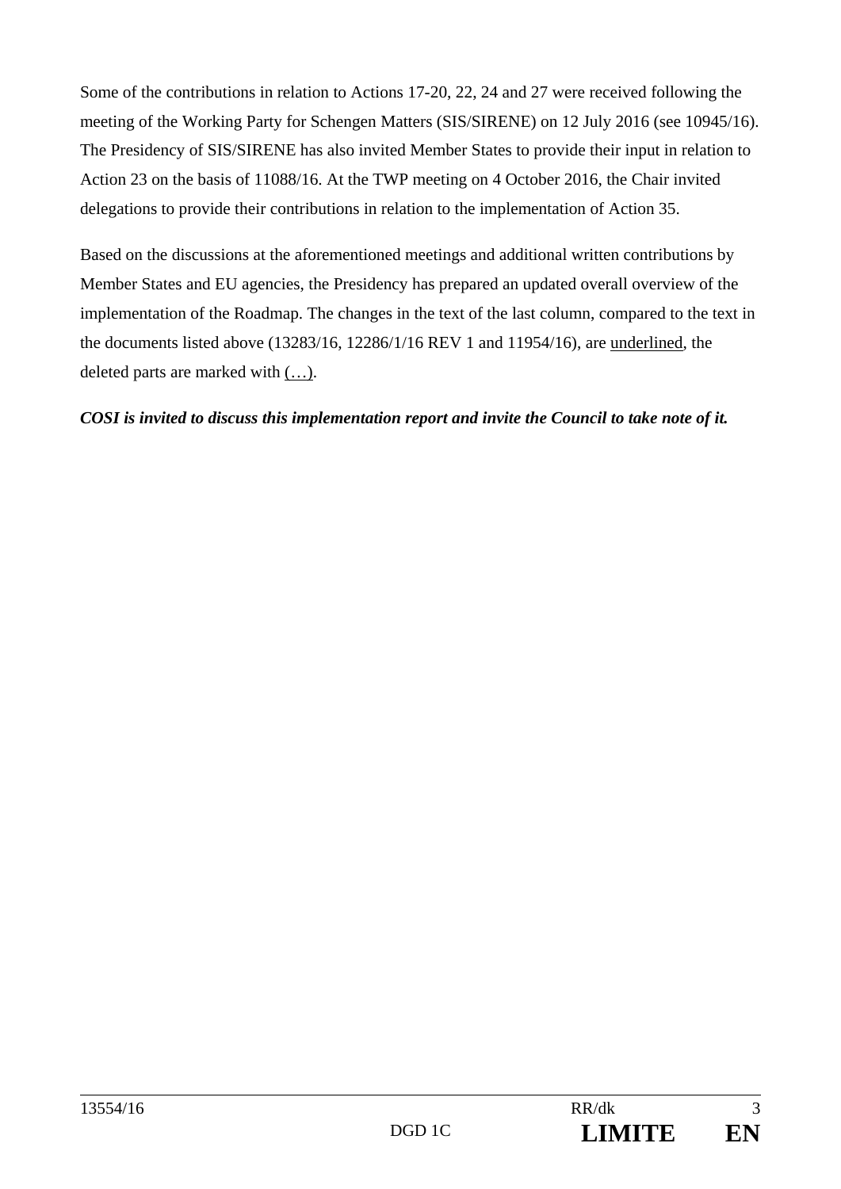Some of the contributions in relation to Actions 17-20, 22, 24 and 27 were received following the meeting of the Working Party for Schengen Matters (SIS/SIRENE) on 12 July 2016 (see 10945/16). The Presidency of SIS/SIRENE has also invited Member States to provide their input in relation to Action 23 on the basis of 11088/16. At the TWP meeting on 4 October 2016, the Chair invited delegations to provide their contributions in relation to the implementation of Action 35.

Based on the discussions at the aforementioned meetings and additional written contributions by Member States and EU agencies, the Presidency has prepared an updated overall overview of the implementation of the Roadmap. The changes in the text of the last column, compared to the text in the documents listed above (13283/16, 12286/1/16 REV 1 and 11954/16), are <u>underlined</u>, the deleted parts are marked with <u>(…)</u>.

***COSI is invited to discuss this implementation report and invite the Council to take note of it.***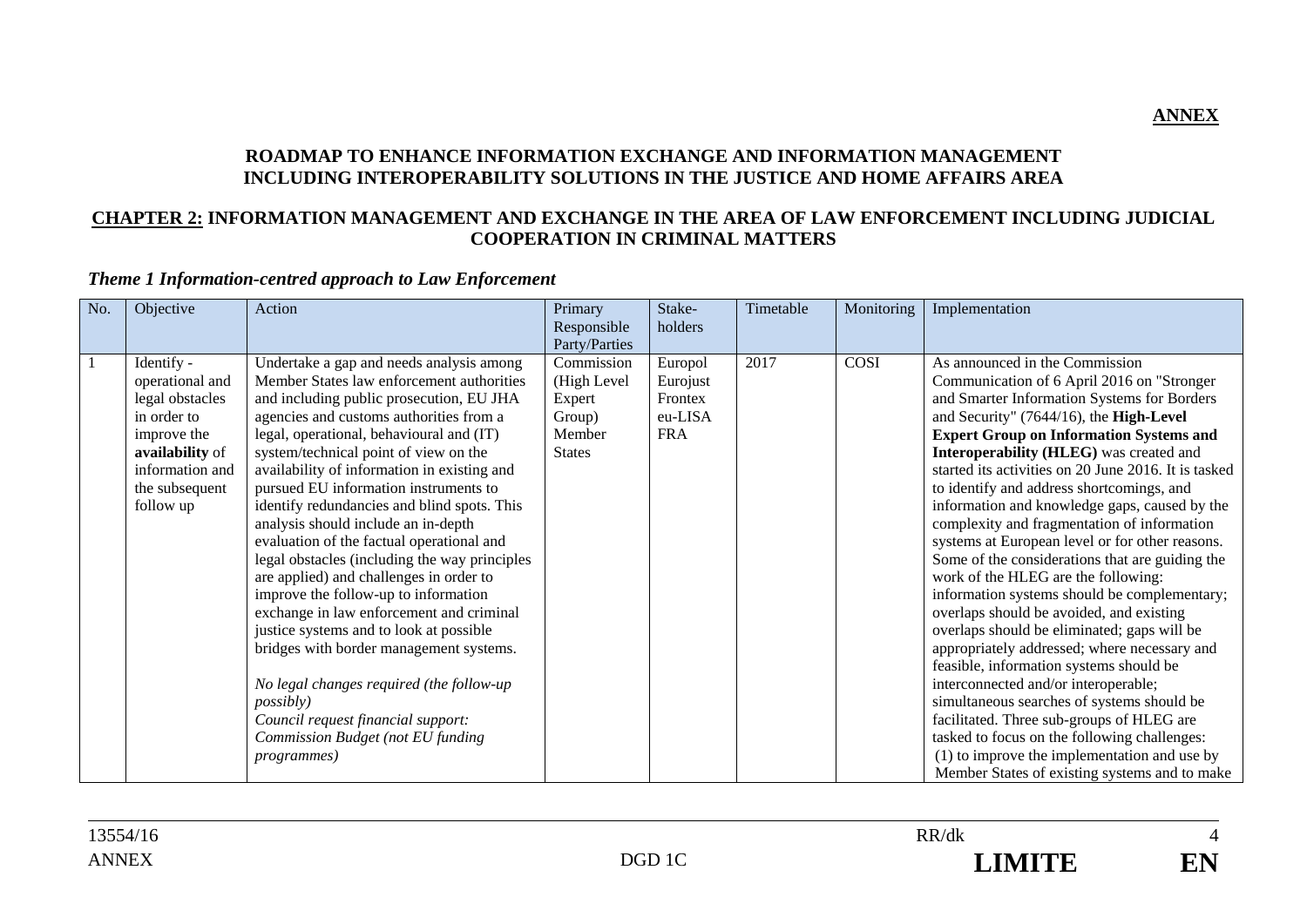**ANNEX**

## ROADMAP TO ENHANCE INFORMATION EXCHANGE AND INFORMATION MANAGEMENT INCLUDING INTEROPERABILITY SOLUTIONS IN THE JUSTICE AND HOME AFFAIRS AREA

## CHAPTER 2: INFORMATION MANAGEMENT AND EXCHANGE IN THE AREA OF LAW ENFORCEMENT INCLUDING JUDICIAL COOPERATION IN CRIMINAL MATTERS

### *Theme 1 Information-centred approach to Law Enforcement*

| No. | Objective | Action | Primary Responsible Party/Parties | Stake-holders | Timetable | Monitoring | Implementation |
|---|---|---|---|---|---|---|---|
| 1 | Identify - operational and legal obstacles in order to improve the **availability** of information and the subsequent follow up | Undertake a gap and needs analysis among Member States law enforcement authorities and including public prosecution, EU JHA agencies and customs authorities from a legal, operational, behavioural and (IT) system/technical point of view on the availability of information in existing and pursued EU information instruments to identify redundancies and blind spots. This analysis should include an in-depth evaluation of the factual operational and legal obstacles (including the way principles are applied) and challenges in order to improve the follow-up to information exchange in law enforcement and criminal justice systems and to look at possible bridges with border management systems.<br><br>*No legal changes required (the follow-up possibly)*<br>*Council request financial support: Commission Budget (not EU funding programmes)* | Commission (High Level Expert Group) Member States | Europol Eurojust Frontex eu-LISA FRA | 2017 | COSI | As announced in the Commission Communication of 6 April 2016 on "Stronger and Smarter Information Systems for Borders and Security" (7644/16), the **High-Level Expert Group on Information Systems and Interoperability (HLEG)** was created and started its activities on 20 June 2016. It is tasked to identify and address shortcomings, and information and knowledge gaps, caused by the complexity and fragmentation of information systems at European level or for other reasons. Some of the considerations that are guiding the work of the HLEG are the following: information systems should be complementary; overlaps should be avoided, and existing overlaps should be eliminated; gaps will be appropriately addressed; where necessary and feasible, information systems should be interconnected and/or interoperable; simultaneous searches of systems should be facilitated. Three sub-groups of HLEG are tasked to focus on the following challenges: (1) to improve the implementation and use by Member States of existing systems and to make |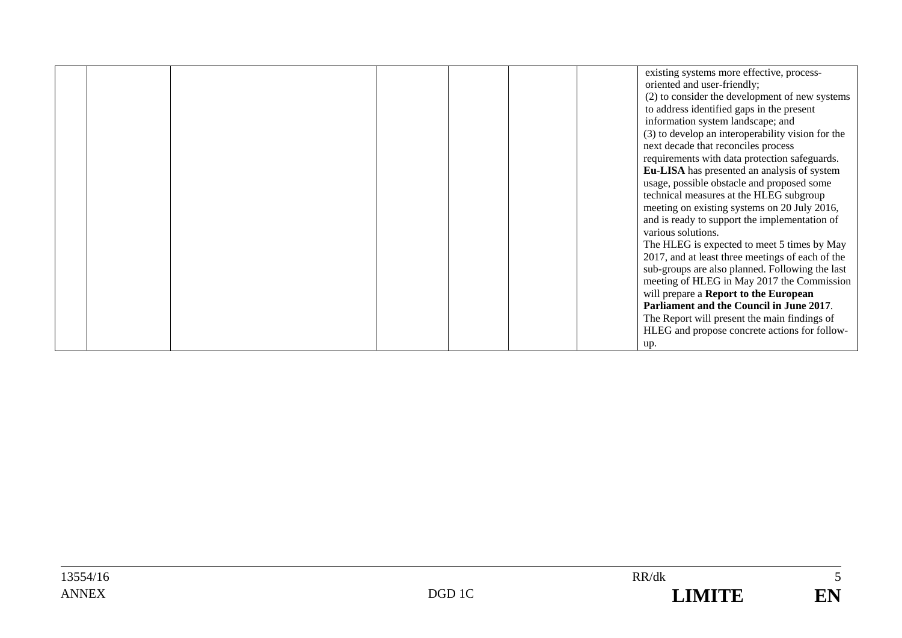|  |  |  |  |  |  |  |  |
|---|---|---|---|---|---|---|---|
|  |  |  |  |  |  |  | existing systems more effective, process-oriented and user-friendly;<br>(2) to consider the development of new systems to address identified gaps in the present information system landscape; and<br>(3) to develop an interoperability vision for the next decade that reconciles process requirements with data protection safeguards.<br>**Eu-LISA** has presented an analysis of system usage, possible obstacle and proposed some technical measures at the HLEG subgroup meeting on existing systems on 20 July 2016, and is ready to support the implementation of various solutions.<br>The HLEG is expected to meet 5 times by May 2017, and at least three meetings of each of the sub-groups are also planned. Following the last meeting of HLEG in May 2017 the Commission will prepare a **Report to the European Parliament and the Council in June 2017**. The Report will present the main findings of HLEG and propose concrete actions for follow-up. |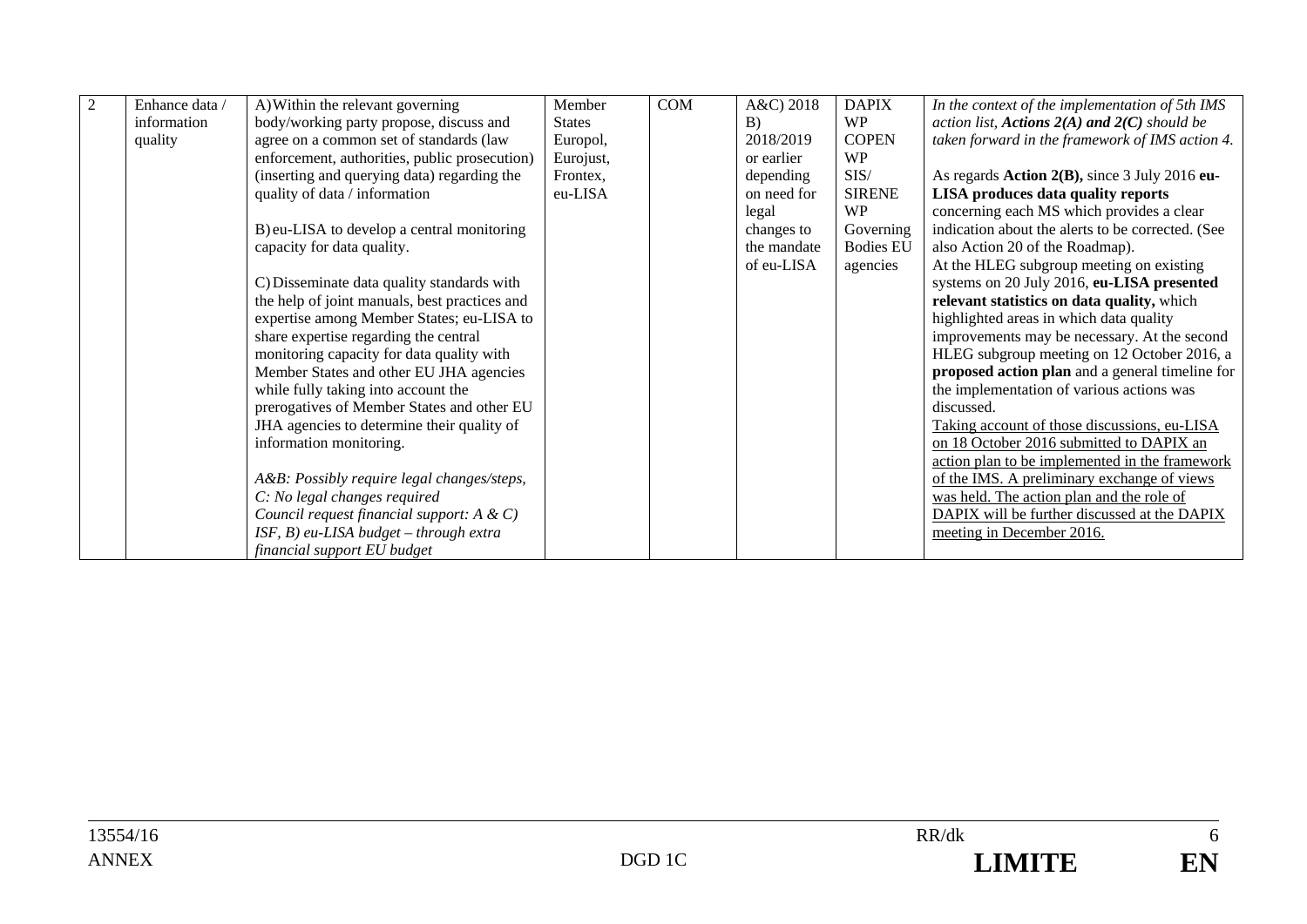| 2 | Enhance data / information quality | A) Within the relevant governing body/working party propose, discuss and agree on a common set of standards (law enforcement, authorities, public prosecution) (inserting and querying data) regarding the quality of data / information<br><br>B) eu-LISA to develop a central monitoring capacity for data quality.<br><br>C) Disseminate data quality standards with the help of joint manuals, best practices and expertise among Member States; eu-LISA to share expertise regarding the central monitoring capacity for data quality with Member States and other EU JHA agencies while fully taking into account the prerogatives of Member States and other EU JHA agencies to determine their quality of information monitoring.<br><br>*A&B: Possibly require legal changes/steps,*<br>*C: No legal changes required*<br>*Council request financial support: A & C) ISF, B) eu-LISA budget – through extra financial support EU budget* | Member States Europol, Eurojust, Frontex, eu-LISA | COM | A&C) 2018<br>B) 2018/2019 or earlier depending on need for legal changes to the mandate of eu-LISA | DAPIX WP<br>COPEN WP<br>SIS/ SIRENE WP<br>Governing Bodies EU agencies | *In the context of the implementation of 5th IMS action list, **Actions 2(A) and 2(C)** should be taken forward in the framework of IMS action 4.*<br><br>As regards **Action 2(B),** since 3 July 2016 **eu-LISA produces data quality reports** concerning each MS which provides a clear indication about the alerts to be corrected. (See also Action 20 of the Roadmap).<br>At the HLEG subgroup meeting on existing systems on 20 July 2016, **eu-LISA presented relevant statistics on data quality,** which highlighted areas in which data quality improvements may be necessary. At the second HLEG subgroup meeting on 12 October 2016, a **proposed action plan** and a general timeline for the implementation of various actions was discussed.<br><ins>Taking account of those discussions, eu-LISA on 18 October 2016 submitted to DAPIX an action plan to be implemented in the framework of the IMS. A preliminary exchange of views was held. The action plan and the role of DAPIX will be further discussed at the DAPIX meeting in December 2016.</ins> |
|---|---|---|---|---|---|---|---|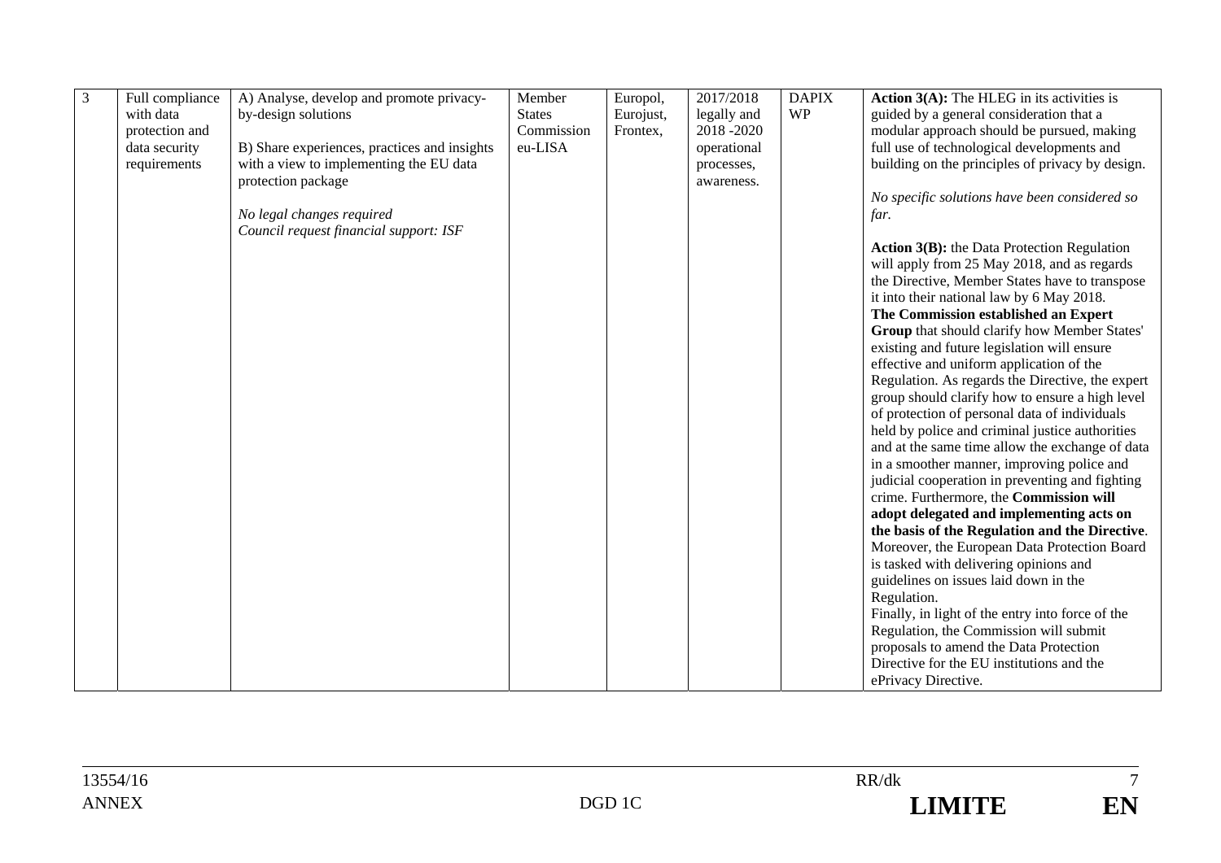| 3 | Full compliance with data protection and data security requirements | A) Analyse, develop and promote privacy-by-design solutions<br><br>B) Share experiences, practices and insights with a view to implementing the EU data protection package<br><br>*No legal changes required*<br>*Council request financial support: ISF* | Member States Commission eu-LISA | Europol, Eurojust, Frontex, | 2017/2018 legally and 2018 -2020 operational processes, awareness. | DAPIX WP | **Action 3(A):** The HLEG in its activities is guided by a general consideration that a modular approach should be pursued, making full use of technological developments and building on the principles of privacy by design.<br><br>*No specific solutions have been considered so far.*<br><br>**Action 3(B):** the Data Protection Regulation will apply from 25 May 2018, and as regards the Directive, Member States have to transpose it into their national law by 6 May 2018.<br>**The Commission established an Expert Group** that should clarify how Member States' existing and future legislation will ensure effective and uniform application of the Regulation. As regards the Directive, the expert group should clarify how to ensure a high level of protection of personal data of individuals held by police and criminal justice authorities and at the same time allow the exchange of data in a smoother manner, improving police and judicial cooperation in preventing and fighting crime. Furthermore, the **Commission will adopt delegated and implementing acts on the basis of the Regulation and the Directive**. Moreover, the European Data Protection Board is tasked with delivering opinions and guidelines on issues laid down in the Regulation.<br>Finally, in light of the entry into force of the Regulation, the Commission will submit proposals to amend the Data Protection Directive for the EU institutions and the ePrivacy Directive. |
|---|---|---|---|---|---|---|---|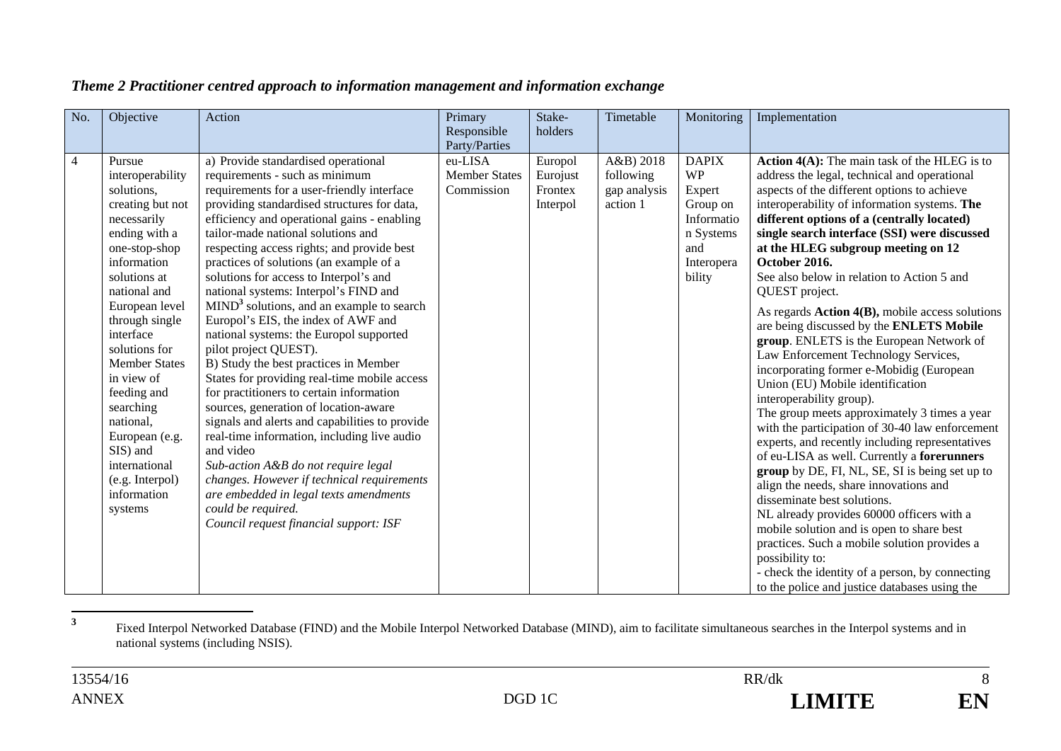## *Theme 2 Practitioner centred approach to information management and information exchange*

| No. | Objective | Action | Primary Responsible Party/Parties | Stake-holders | Timetable | Monitoring | Implementation |
|---|---|---|---|---|---|---|---|
| 4 | Pursue interoperability solutions, creating but not necessarily ending with a one-stop-shop information solutions at national and European level through single interface solutions for Member States in view of feeding and searching national, European (e.g. SIS) and international (e.g. Interpol) information systems | a) Provide standardised operational requirements - such as minimum requirements for a user-friendly interface providing standardised structures for data, efficiency and operational gains - enabling tailor-made national solutions and respecting access rights; and provide best practices of solutions (an example of a solutions for access to Interpol's and national systems: Interpol's FIND and MIND[3] solutions, and an example to search Europol's EIS, the index of AWF and national systems: the Europol supported pilot project QUEST).<br>B) Study the best practices in Member States for providing real-time mobile access for practitioners to certain information sources, generation of location-aware signals and alerts and capabilities to provide real-time information, including live audio and video<br>*Sub-action A&B do not require legal changes. However if technical requirements are embedded in legal texts amendments could be required.*<br>*Council request financial support: ISF* | eu-LISA<br>Member States<br>Commission | Europol<br>Eurojust<br>Frontex<br>Interpol | A&B) 2018 following gap analysis action 1 | DAPIX WP<br>Expert Group on Information Systems and Interoperability | **Action 4(A):** The main task of the HLEG is to address the legal, technical and operational aspects of the different options to achieve interoperability of information systems. **The different options of a (centrally located) single search interface (SSI) were discussed at the HLEG subgroup meeting on 12 October 2016.**<br>See also below in relation to Action 5 and QUEST project.<br><br>As regards **Action 4(B),** mobile access solutions are being discussed by the **ENLETS Mobile group**. ENLETS is the European Network of Law Enforcement Technology Services, incorporating former e-Mobidig (European Union (EU) Mobile identification interoperability group).<br>The group meets approximately 3 times a year with the participation of 30-40 law enforcement experts, and recently including representatives of eu-LISA as well. Currently a **forerunners group** by DE, FI, NL, SE, SI is being set up to align the needs, share innovations and disseminate best solutions.<br>NL already provides 60000 officers with a mobile solution and is open to share best practices. Such a mobile solution provides a possibility to:<br>- check the identity of a person, by connecting to the police and justice databases using the |

[3] Fixed Interpol Networked Database (FIND) and the Mobile Interpol Networked Database (MIND), aim to facilitate simultaneous searches in the Interpol systems and in national systems (including NSIS).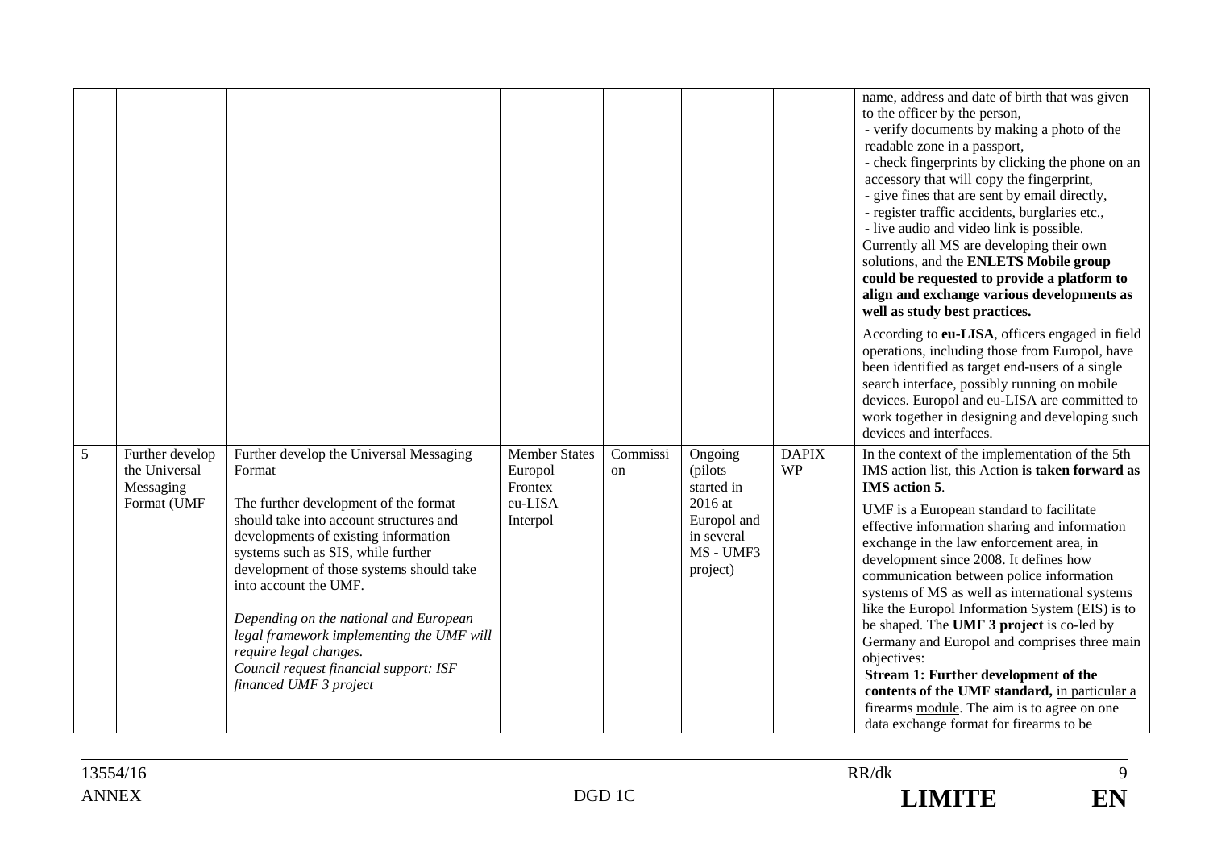| | | | | | | | |
|---|---|---|---|---|---|---|---|
| | | | | | | | name, address and date of birth that was given to the officer by the person,<br>- verify documents by making a photo of the readable zone in a passport,<br>- check fingerprints by clicking the phone on an accessory that will copy the fingerprint,<br>- give fines that are sent by email directly,<br>- register traffic accidents, burglaries etc.,<br>- live audio and video link is possible.<br>Currently all MS are developing their own solutions, and the **ENLETS Mobile group could be requested to provide a platform to align and exchange various developments as well as study best practices.**<br><br>According to **eu-LISA**, officers engaged in field operations, including those from Europol, have been identified as target end-users of a single search interface, possibly running on mobile devices. Europol and eu-LISA are committed to work together in designing and developing such devices and interfaces. |
| 5 | Further develop the Universal Messaging Format (UMF | Further develop the Universal Messaging Format<br><br>The further development of the format should take into account structures and developments of existing information systems such as SIS, while further development of those systems should take into account the UMF.<br><br>*Depending on the national and European legal framework implementing the UMF will require legal changes.*<br>*Council request financial support: ISF financed UMF 3 project* | Member States<br>Europol<br>Frontex<br>eu-LISA<br>Interpol | Commission | Ongoing (pilots started in 2016 at Europol and in several MS - UMF3 project) | DAPIX WP | In the context of the implementation of the 5th IMS action list, this Action **is taken forward as IMS action 5**.<br><br>UMF is a European standard to facilitate effective information sharing and information exchange in the law enforcement area, in development since 2008. It defines how communication between police information systems of MS as well as international systems like the Europol Information System (EIS) is to be shaped. The **UMF 3 project** is co-led by Germany and Europol and comprises three main objectives:<br>**Stream 1: Further development of the contents of the UMF standard,** in particular a firearms module. The aim is to agree on one data exchange format for firearms to be |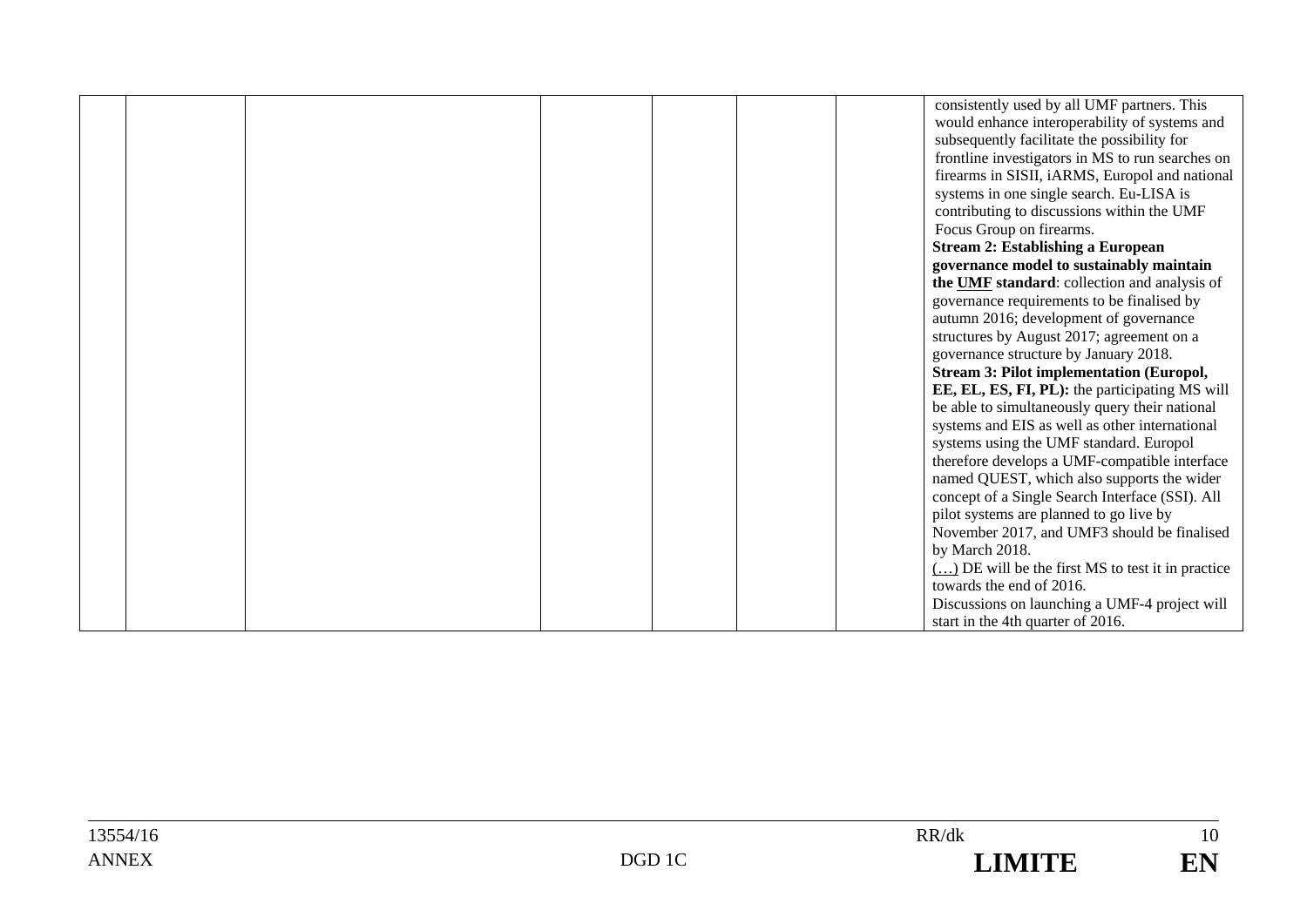| | | | | | | | |
|---|---|---|---|---|---|---|---|
| | | | | | | | consistently used by all UMF partners. This would enhance interoperability of systems and subsequently facilitate the possibility for frontline investigators in MS to run searches on firearms in SISII, iARMS, Europol and national systems in one single search. Eu-LISA is contributing to discussions within the UMF Focus Group on firearms.<br>**Stream 2: Establishing a European governance model to sustainably maintain the UMF standard**: collection and analysis of governance requirements to be finalised by autumn 2016; development of governance structures by August 2017; agreement on a governance structure by January 2018.<br>**Stream 3: Pilot implementation (Europol, EE, EL, ES, FI, PL):** the participating MS will be able to simultaneously query their national systems and EIS as well as other international systems using the UMF standard. Europol therefore develops a UMF-compatible interface named QUEST, which also supports the wider concept of a Single Search Interface (SSI). All pilot systems are planned to go live by November 2017, and UMF3 should be finalised by March 2018.<br>(…) DE will be the first MS to test it in practice towards the end of 2016.<br>Discussions on launching a UMF-4 project will start in the 4th quarter of 2016. |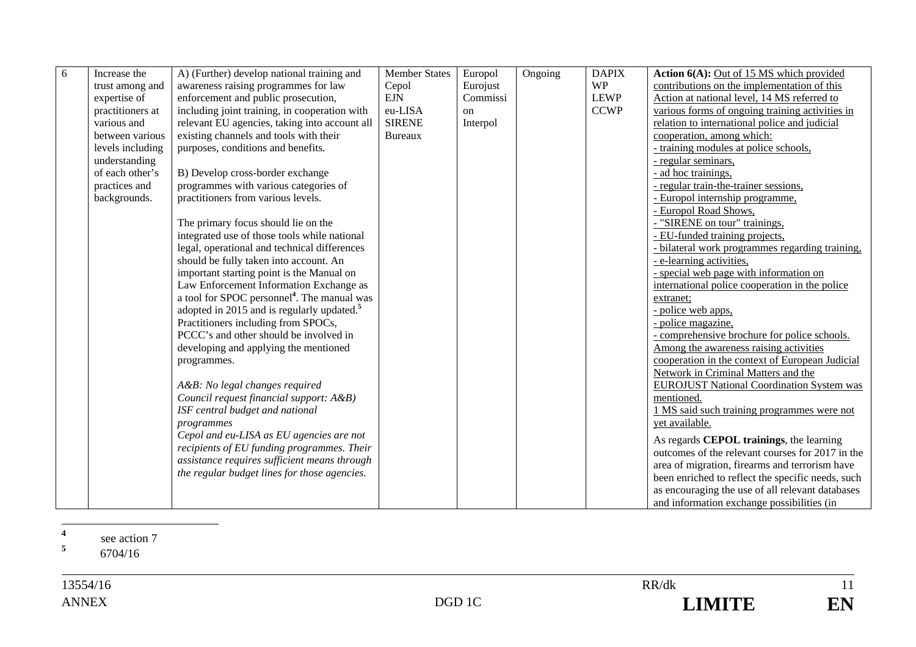| 6 | Increase the trust among and expertise of practitioners at various and between various levels including understanding of each other's practices and backgrounds. | A) (Further) develop national training and awareness raising programmes for law enforcement and public prosecution, including joint training, in cooperation with relevant EU agencies, taking into account all existing channels and tools with their purposes, conditions and benefits.<br><br>B) Develop cross-border exchange programmes with various categories of practitioners from various levels.<br><br>The primary focus should lie on the integrated use of those tools while national legal, operational and technical differences should be fully taken into account. An important starting point is the Manual on Law Enforcement Information Exchange as a tool for SPOC personnel[4]. The manual was adopted in 2015 and is regularly updated.[5] Practitioners including from SPOCs, PCCC's and other should be involved in developing and applying the mentioned programmes.<br><br>*A&B: No legal changes required*<br>*Council request financial support: A&B)*<br>*ISF central budget and national programmes*<br>*Cepol and eu-LISA as EU agencies are not recipients of EU funding programmes. Their assistance requires sufficient means through the regular budget lines for those agencies.* | Member States<br>Cepol<br>EJN<br>eu-LISA<br>SIRENE<br>Bureaux | Europol<br>Eurojust<br>Commission<br>Interpol | Ongoing | DAPIX<br>WP<br>LEWP<br>CCWP | **Action 6(A):** Out of 15 MS which provided contributions on the implementation of this Action at national level, 14 MS referred to various forms of ongoing training activities in relation to international police and judicial cooperation, among which:<br>- training modules at police schools,<br>- regular seminars,<br>- ad hoc trainings,<br>- regular train-the-trainer sessions,<br>- Europol internship programme,<br>- Europol Road Shows,<br>- "SIRENE on tour" trainings,<br>- EU-funded training projects,<br>- bilateral work programmes regarding training,<br>- e-learning activities,<br>- special web page with information on international police cooperation in the police extranet;<br>- police web apps,<br>- police magazine,<br>- comprehensive brochure for police schools.<br>Among the awareness raising activities cooperation in the context of European Judicial Network in Criminal Matters and the EUROJUST National Coordination System was mentioned.<br>1 MS said such training programmes were not yet available.<br><br>As regards **CEPOL trainings**, the learning outcomes of the relevant courses for 2017 in the area of migration, firearms and terrorism have been enriched to reflect the specific needs, such as encouraging the use of all relevant databases and information exchange possibilities (in |
|---|---|---|---|---|---|---|---|

[4] see action 7

[5] 6704/16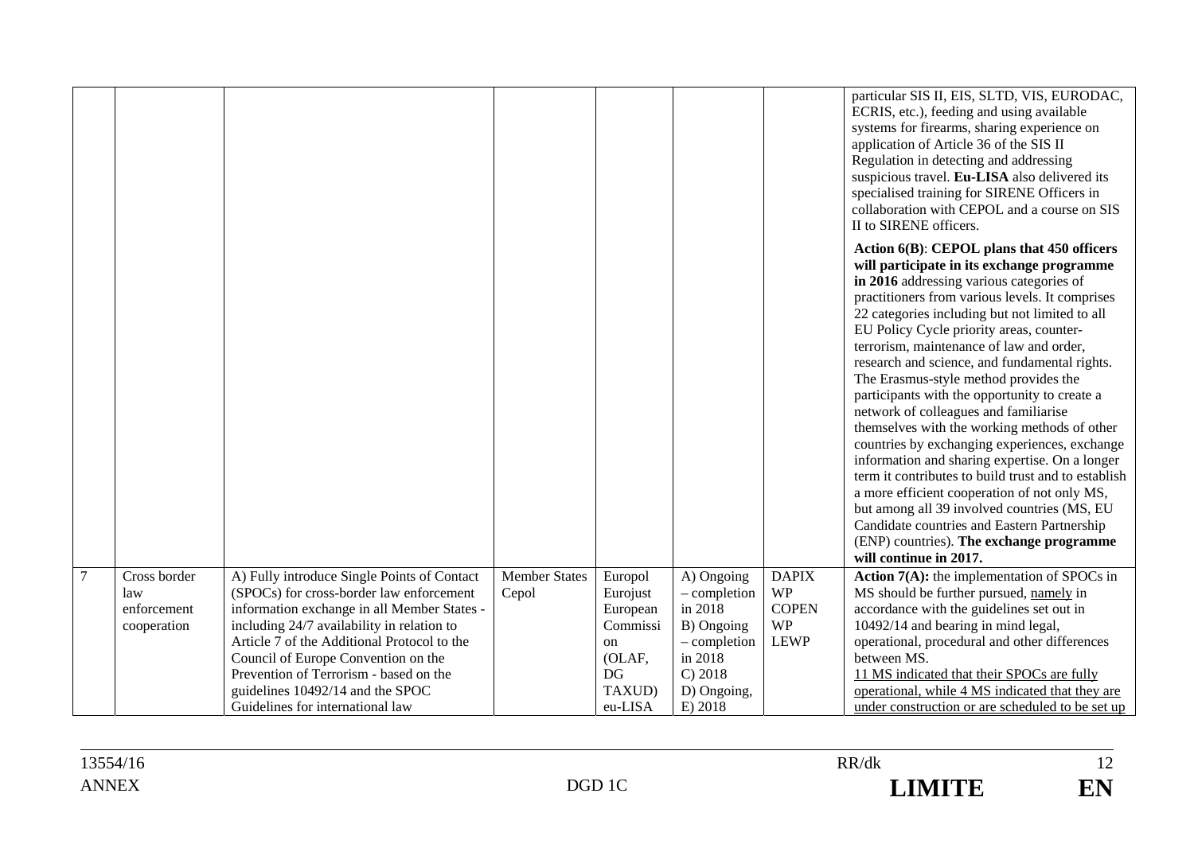| | | | | | | | |
|---|---|---|---|---|---|---|---|
| | | | | | | | particular SIS II, EIS, SLTD, VIS, EURODAC, ECRIS, etc.), feeding and using available systems for firearms, sharing experience on application of Article 36 of the SIS II Regulation in detecting and addressing suspicious travel. **Eu-LISA** also delivered its specialised training for SIRENE Officers in collaboration with CEPOL and a course on SIS II to SIRENE officers.<br><br>**Action 6(B)**: **CEPOL plans that 450 officers will participate in its exchange programme in 2016** addressing various categories of practitioners from various levels. It comprises 22 categories including but not limited to all EU Policy Cycle priority areas, counter-terrorism, maintenance of law and order, research and science, and fundamental rights. The Erasmus-style method provides the participants with the opportunity to create a network of colleagues and familiarise themselves with the working methods of other countries by exchanging experiences, exchange information and sharing expertise. On a longer term it contributes to build trust and to establish a more efficient cooperation of not only MS, but among all 39 involved countries (MS, EU Candidate countries and Eastern Partnership (ENP) countries). **The exchange programme will continue in 2017.** |
| 7 | Cross border law enforcement cooperation | A) Fully introduce Single Points of Contact (SPOCs) for cross-border law enforcement information exchange in all Member States - including 24/7 availability in relation to Article 7 of the Additional Protocol to the Council of Europe Convention on the Prevention of Terrorism - based on the guidelines 10492/14 and the SPOC Guidelines for international law | Member States Cepol | Europol Eurojust European Commission (OLAF, DG TAXUD) eu-LISA | A) Ongoing – completion in 2018<br>B) Ongoing – completion in 2018<br>C) 2018<br>D) Ongoing,<br>E) 2018 | DAPIX WP COPEN WP LEWP | **Action 7(A):** the implementation of SPOCs in MS should be further pursued, namely in accordance with the guidelines set out in 10492/14 and bearing in mind legal, operational, procedural and other differences between MS.<br>11 MS indicated that their SPOCs are fully operational, while 4 MS indicated that they are under construction or are scheduled to be set up |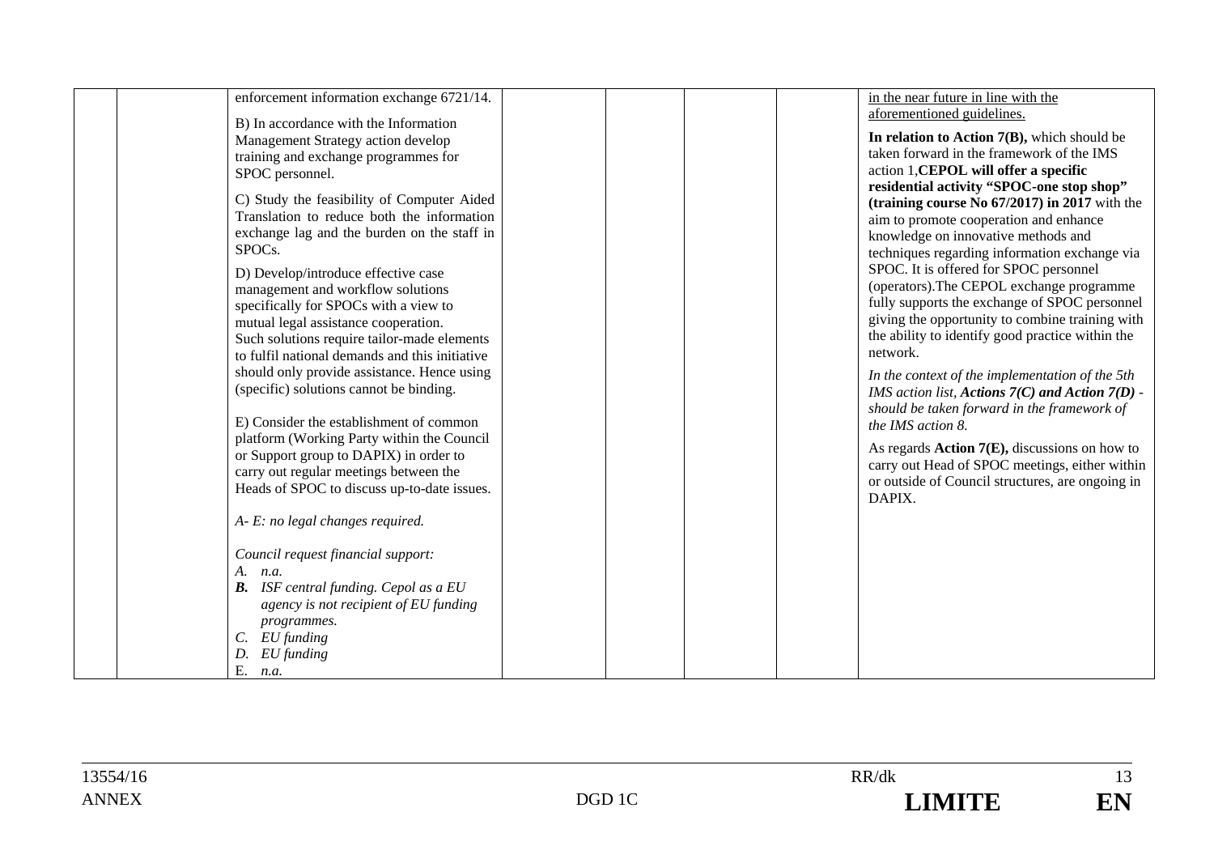| | | | | | | | |
|---|---|---|---|---|---|---|---|
| | | enforcement information exchange 6721/14.<br><br>B) In accordance with the Information Management Strategy action develop training and exchange programmes for SPOC personnel.<br><br>C) Study the feasibility of Computer Aided Translation to reduce both the information exchange lag and the burden on the staff in SPOCs.<br><br>D) Develop/introduce effective case management and workflow solutions specifically for SPOCs with a view to mutual legal assistance cooperation. Such solutions require tailor-made elements to fulfil national demands and this initiative should only provide assistance. Hence using (specific) solutions cannot be binding.<br><br>E) Consider the establishment of common platform (Working Party within the Council or Support group to DAPIX) in order to carry out regular meetings between the Heads of SPOC to discuss up-to-date issues.<br><br>*A- E: no legal changes required.*<br><br>*Council request financial support:*<br>*A. n.a.*<br>***B.*** *ISF central funding. Cepol as a EU agency is not recipient of EU funding programmes.*<br>*C. EU funding*<br>*D. EU funding*<br>E. *n.a.* | | | | | <u>in the near future in line with the aforementioned guidelines.</u><br><br>**In relation to Action 7(B),** which should be taken forward in the framework of the IMS action 1,**CEPOL will offer a specific residential activity "SPOC-one stop shop" (training course No 67/2017) in 2017** with the aim to promote cooperation and enhance knowledge on innovative methods and techniques regarding information exchange via SPOC. It is offered for SPOC personnel (operators).The CEPOL exchange programme fully supports the exchange of SPOC personnel giving the opportunity to combine training with the ability to identify good practice within the network.<br><br>*In the context of the implementation of the 5th IMS action list, **Actions 7(C) and Action 7(D)** - should be taken forward in the framework of the IMS action 8.*<br><br>As regards **Action 7(E),** discussions on how to carry out Head of SPOC meetings, either within or outside of Council structures, are ongoing in DAPIX. |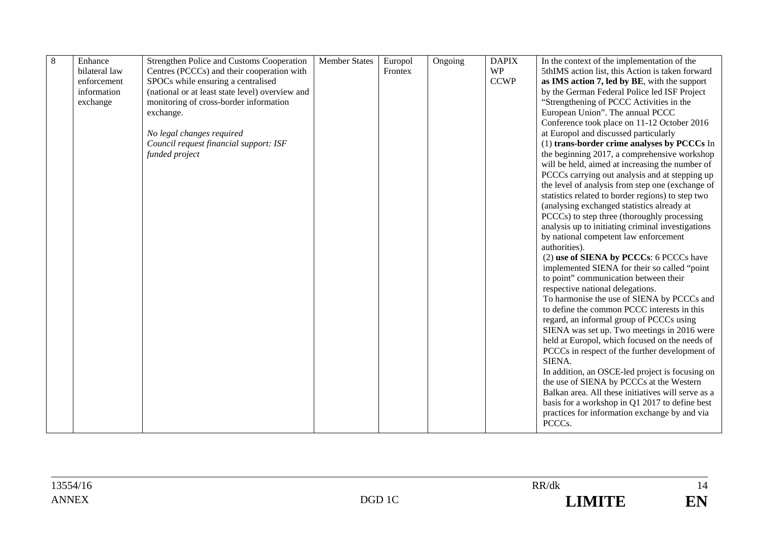| 8 | Enhance bilateral law enforcement information exchange | Strengthen Police and Customs Cooperation Centres (PCCCs) and their cooperation with SPOCs while ensuring a centralised (national or at least state level) overview and monitoring of cross-border information exchange.<br><br>*No legal changes required*<br>*Council request financial support: ISF funded project* | Member States | Europol<br>Frontex | Ongoing | DAPIX WP<br>CCWP | In the context of the implementation of the 5thIMS action list, this Action is taken forward **as IMS action 7, led by BE**, with the support by the German Federal Police led ISF Project "Strengthening of PCCC Activities in the European Union". The annual PCCC Conference took place on 11-12 October 2016 at Europol and discussed particularly<br>(1) **trans-border crime analyses by PCCCs** In the beginning 2017, a comprehensive workshop will be held, aimed at increasing the number of PCCCs carrying out analysis and at stepping up the level of analysis from step one (exchange of statistics related to border regions) to step two (analysing exchanged statistics already at PCCCs) to step three (thoroughly processing analysis up to initiating criminal investigations by national competent law enforcement authorities).<br>(2) **use of SIENA by PCCCs**: 6 PCCCs have implemented SIENA for their so called "point to point" communication between their respective national delegations.<br>To harmonise the use of SIENA by PCCCs and to define the common PCCC interests in this regard, an informal group of PCCCs using SIENA was set up. Two meetings in 2016 were held at Europol, which focused on the needs of PCCCs in respect of the further development of SIENA.<br>In addition, an OSCE-led project is focusing on the use of SIENA by PCCCs at the Western Balkan area. All these initiatives will serve as a basis for a workshop in Q1 2017 to define best practices for information exchange by and via PCCCs. |
|---|---|---|---|---|---|---|---|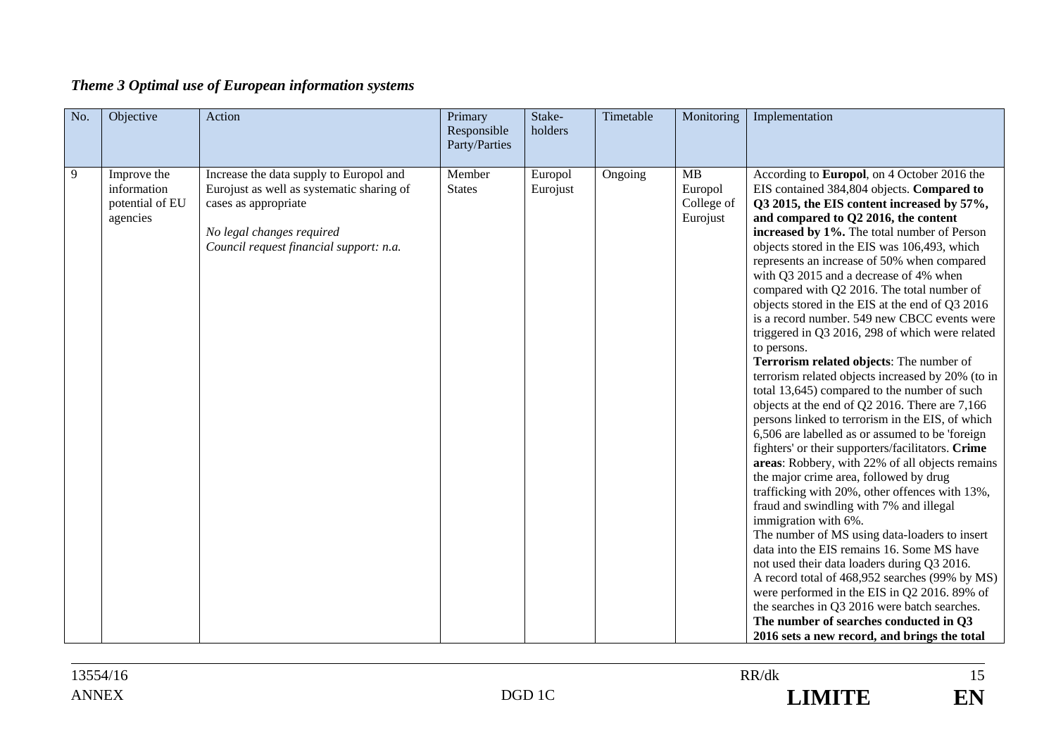### *Theme 3 Optimal use of European information systems*

| No. | Objective | Action | Primary Responsible Party/Parties | Stake-holders | Timetable | Monitoring | Implementation |
|---|---|---|---|---|---|---|---|
| 9 | Improve the information potential of EU agencies | Increase the data supply to Europol and Eurojust as well as systematic sharing of cases as appropriate<br><br>*No legal changes required*<br>*Council request financial support: n.a.* | Member States | Europol Eurojust | Ongoing | MB Europol College of Eurojust | According to **Europol**, on 4 October 2016 the EIS contained 384,804 objects. **Compared to Q3 2015, the EIS content increased by 57%, and compared to Q2 2016, the content increased by 1%.** The total number of Person objects stored in the EIS was 106,493, which represents an increase of 50% when compared with Q3 2015 and a decrease of 4% when compared with Q2 2016. The total number of objects stored in the EIS at the end of Q3 2016 is a record number. 549 new CBCC events were triggered in Q3 2016, 298 of which were related to persons.<br>**Terrorism related objects**: The number of terrorism related objects increased by 20% (to in total 13,645) compared to the number of such objects at the end of Q2 2016. There are 7,166 persons linked to terrorism in the EIS, of which 6,506 are labelled as or assumed to be 'foreign fighters' or their supporters/facilitators. **Crime areas**: Robbery, with 22% of all objects remains the major crime area, followed by drug trafficking with 20%, other offences with 13%, fraud and swindling with 7% and illegal immigration with 6%.<br>The number of MS using data-loaders to insert data into the EIS remains 16. Some MS have not used their data loaders during Q3 2016.<br>A record total of 468,952 searches (99% by MS) were performed in the EIS in Q2 2016. 89% of the searches in Q3 2016 were batch searches.<br>**The number of searches conducted in Q3 2016 sets a new record, and brings the total** |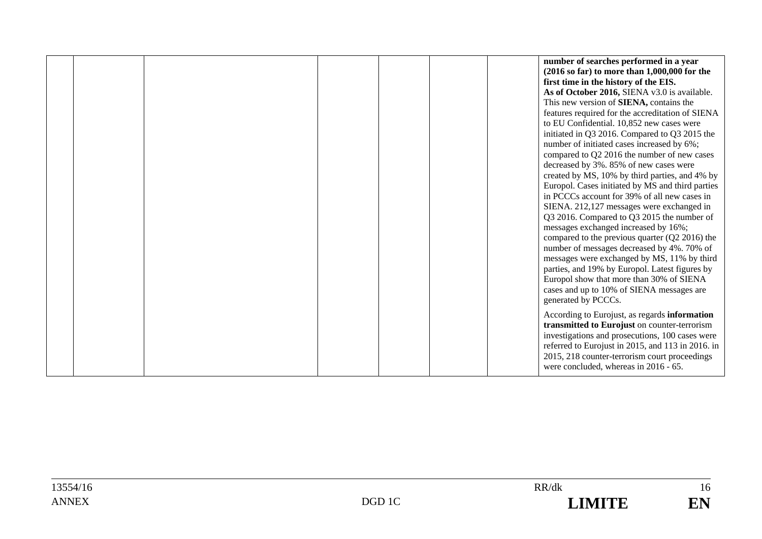| | | | | | | | |
|---|---|---|---|---|---|---|---|
| | | | | | | | **number of searches performed in a year (2016 so far) to more than 1,000,000 for the first time in the history of the EIS.**<br>**As of October 2016,** SIENA v3.0 is available. This new version of **SIENA,** contains the features required for the accreditation of SIENA to EU Confidential. 10,852 new cases were initiated in Q3 2016. Compared to Q3 2015 the number of initiated cases increased by 6%; compared to Q2 2016 the number of new cases decreased by 3%. 85% of new cases were created by MS, 10% by third parties, and 4% by Europol. Cases initiated by MS and third parties in PCCCs account for 39% of all new cases in SIENA. 212,127 messages were exchanged in Q3 2016. Compared to Q3 2015 the number of messages exchanged increased by 16%; compared to the previous quarter (Q2 2016) the number of messages decreased by 4%. 70% of messages were exchanged by MS, 11% by third parties, and 19% by Europol. Latest figures by Europol show that more than 30% of SIENA cases and up to 10% of SIENA messages are generated by PCCCs.<br><br>According to Eurojust, as regards **information transmitted to Eurojust** on counter-terrorism investigations and prosecutions, 100 cases were referred to Eurojust in 2015, and 113 in 2016. in 2015, 218 counter-terrorism court proceedings were concluded, whereas in 2016 - 65. |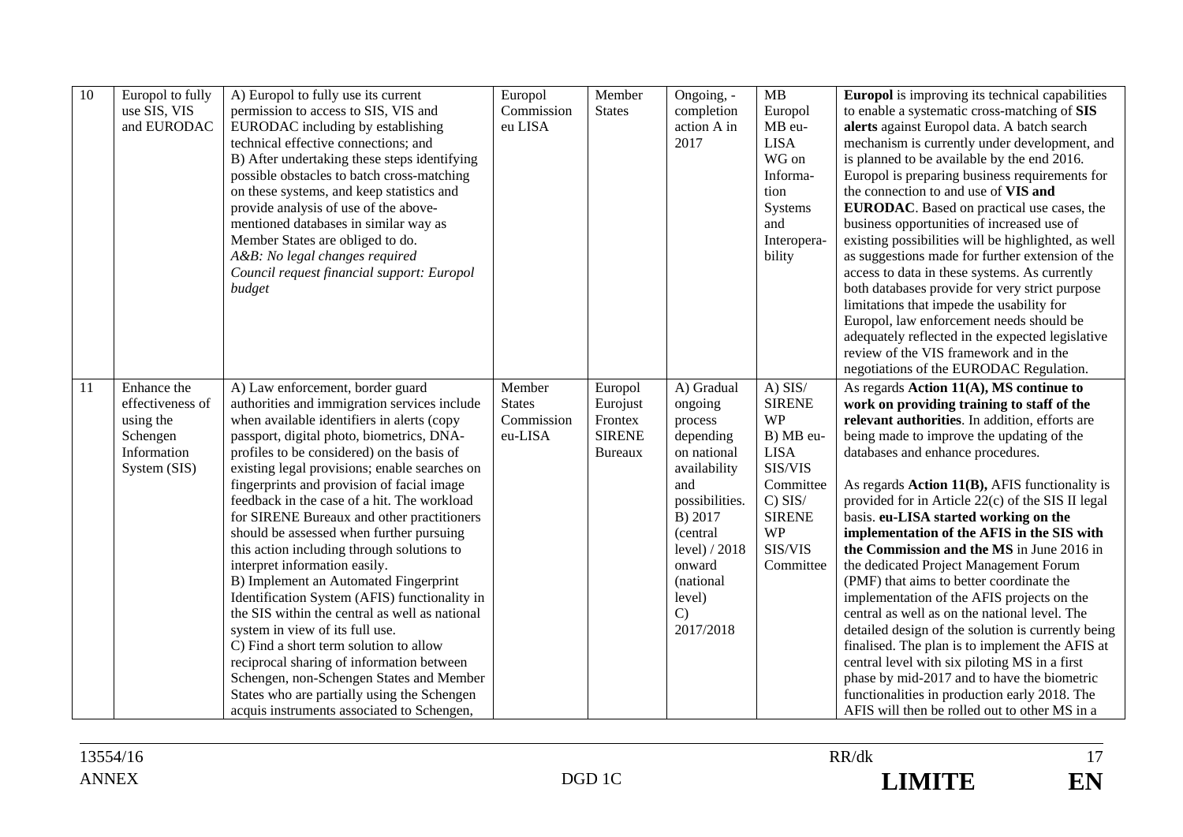| 10 | Europol to fully use SIS, VIS and EURODAC | A) Europol to fully use its current permission to access to SIS, VIS and EURODAC including by establishing technical effective connections; and<br>B) After undertaking these steps identifying possible obstacles to batch cross-matching on these systems, and keep statistics and provide analysis of use of the above-mentioned databases in similar way as Member States are obliged to do.<br>*A&B: No legal changes required*<br>*Council request financial support: Europol budget* | Europol<br>Commission<br>eu LISA | Member States | Ongoing, - completion action A in 2017 | MB Europol<br>MB eu-LISA<br>WG on Information Systems and Interoperability | **Europol** is improving its technical capabilities to enable a systematic cross-matching of **SIS alerts** against Europol data. A batch search mechanism is currently under development, and is planned to be available by the end 2016. Europol is preparing business requirements for the connection to and use of **VIS and EURODAC**. Based on practical use cases, the business opportunities of increased use of existing possibilities will be highlighted, as well as suggestions made for further extension of the access to data in these systems. As currently both databases provide for very strict purpose limitations that impede the usability for Europol, law enforcement needs should be adequately reflected in the expected legislative review of the VIS framework and in the negotiations of the EURODAC Regulation. |
|---|---|---|---|---|---|---|---|
| 11 | Enhance the effectiveness of using the Schengen Information System (SIS) | A) Law enforcement, border guard authorities and immigration services include when available identifiers in alerts (copy passport, digital photo, biometrics, DNA-profiles to be considered) on the basis of existing legal provisions; enable searches on fingerprints and provision of facial image feedback in the case of a hit. The workload for SIRENE Bureaux and other practitioners should be assessed when further pursuing this action including through solutions to interpret information easily.<br>B) Implement an Automated Fingerprint Identification System (AFIS) functionality in the SIS within the central as well as national system in view of its full use.<br>C) Find a short term solution to allow reciprocal sharing of information between Schengen, non-Schengen States and Member States who are partially using the Schengen acquis instruments associated to Schengen, | Member States<br>Commission<br>eu-LISA | Europol<br>Eurojust<br>Frontex<br>SIRENE Bureaux | A) Gradual ongoing process depending on national availability and possibilities.<br>B) 2017 (central level) / 2018 onward (national level)<br>C) 2017/2018 | A) SIS/ SIRENE WP<br>B) MB eu-LISA SIS/VIS Committee<br>C) SIS/ SIRENE WP SIS/VIS Committee | As regards **Action 11(A), MS continue to work on providing training to staff of the relevant authorities**. In addition, efforts are being made to improve the updating of the databases and enhance procedures.<br><br>As regards **Action 11(B),** AFIS functionality is provided for in Article 22(c) of the SIS II legal basis. **eu-LISA started working on the implementation of the AFIS in the SIS with the Commission and the MS** in June 2016 in the dedicated Project Management Forum (PMF) that aims to better coordinate the implementation of the AFIS projects on the central as well as on the national level. The detailed design of the solution is currently being finalised. The plan is to implement the AFIS at central level with six piloting MS in a first phase by mid-2017 and to have the biometric functionalities in production early 2018. The AFIS will then be rolled out to other MS in a |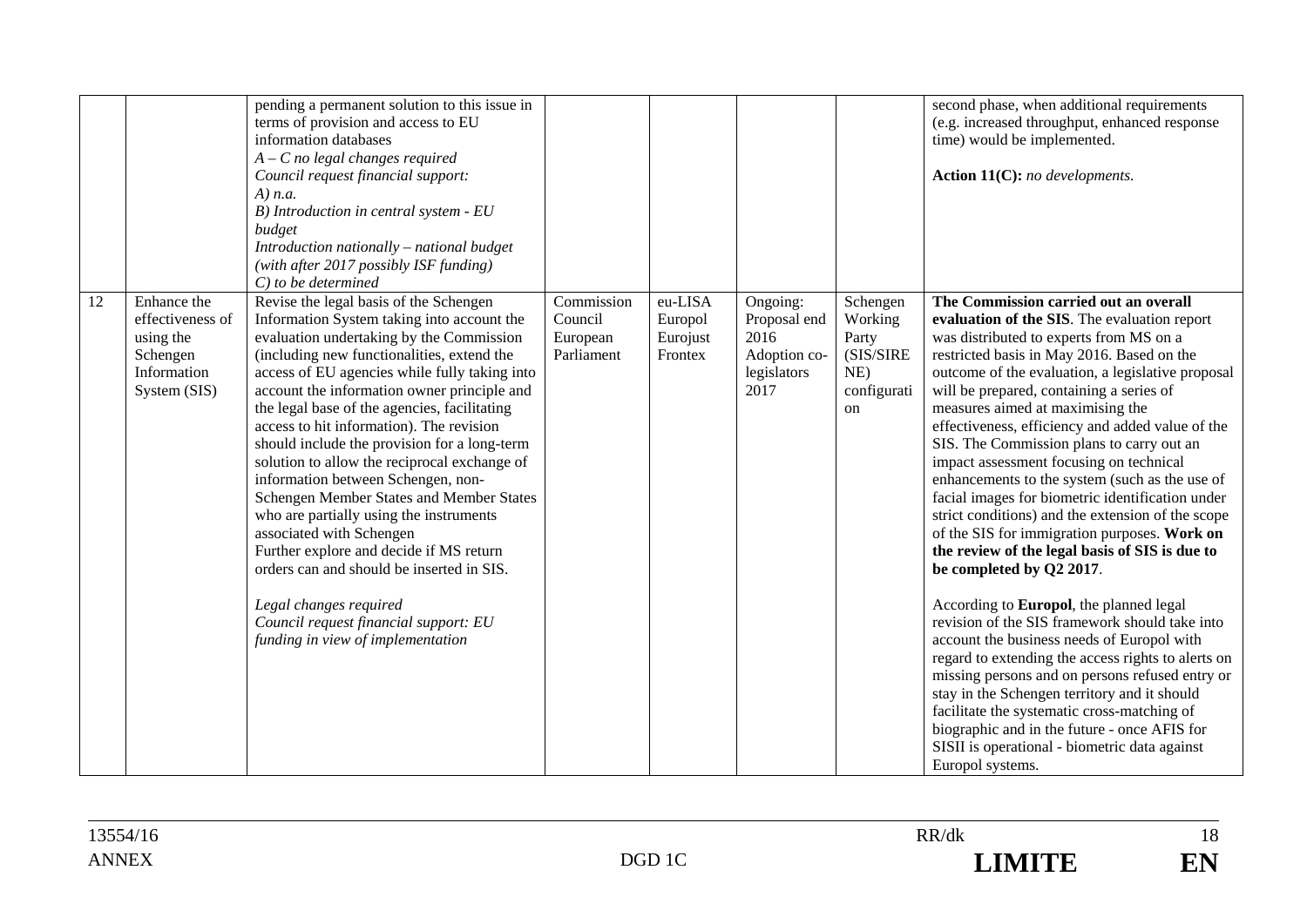| | | | | | | | |
|---|---|---|---|---|---|---|---|
| | | pending a permanent solution to this issue in terms of provision and access to EU information databases<br>*A – C no legal changes required*<br>*Council request financial support:*<br>*A) n.a.*<br>*B) Introduction in central system - EU budget*<br>*Introduction nationally – national budget (with after 2017 possibly ISF funding)*<br>*C) to be determined* | | | | | second phase, when additional requirements (e.g. increased throughput, enhanced response time) would be implemented.<br><br>**Action 11(C):** *no developments.* |
| 12 | Enhance the effectiveness of using the Schengen Information System (SIS) | Revise the legal basis of the Schengen Information System taking into account the evaluation undertaking by the Commission (including new functionalities, extend the access of EU agencies while fully taking into account the information owner principle and the legal base of the agencies, facilitating access to hit information). The revision should include the provision for a long-term solution to allow the reciprocal exchange of information between Schengen, non-Schengen Member States and Member States who are partially using the instruments associated with Schengen<br>Further explore and decide if MS return orders can and should be inserted in SIS.<br><br>*Legal changes required*<br>*Council request financial support: EU funding in view of implementation* | Commission<br>Council<br>European Parliament | eu-LISA<br>Europol<br>Eurojust<br>Frontex | Ongoing:<br>Proposal end 2016<br>Adoption co-legislators 2017 | Schengen Working Party (SIS/SIRENE) configuration | **The Commission carried out an overall evaluation of the SIS**. The evaluation report was distributed to experts from MS on a restricted basis in May 2016. Based on the outcome of the evaluation, a legislative proposal will be prepared, containing a series of measures aimed at maximising the effectiveness, efficiency and added value of the SIS. The Commission plans to carry out an impact assessment focusing on technical enhancements to the system (such as the use of facial images for biometric identification under strict conditions) and the extension of the scope of the SIS for immigration purposes. **Work on the review of the legal basis of SIS is due to be completed by Q2 2017**.<br><br>According to **Europol**, the planned legal revision of the SIS framework should take into account the business needs of Europol with regard to extending the access rights to alerts on missing persons and on persons refused entry or stay in the Schengen territory and it should facilitate the systematic cross-matching of biographic and in the future - once AFIS for SISII is operational - biometric data against Europol systems. |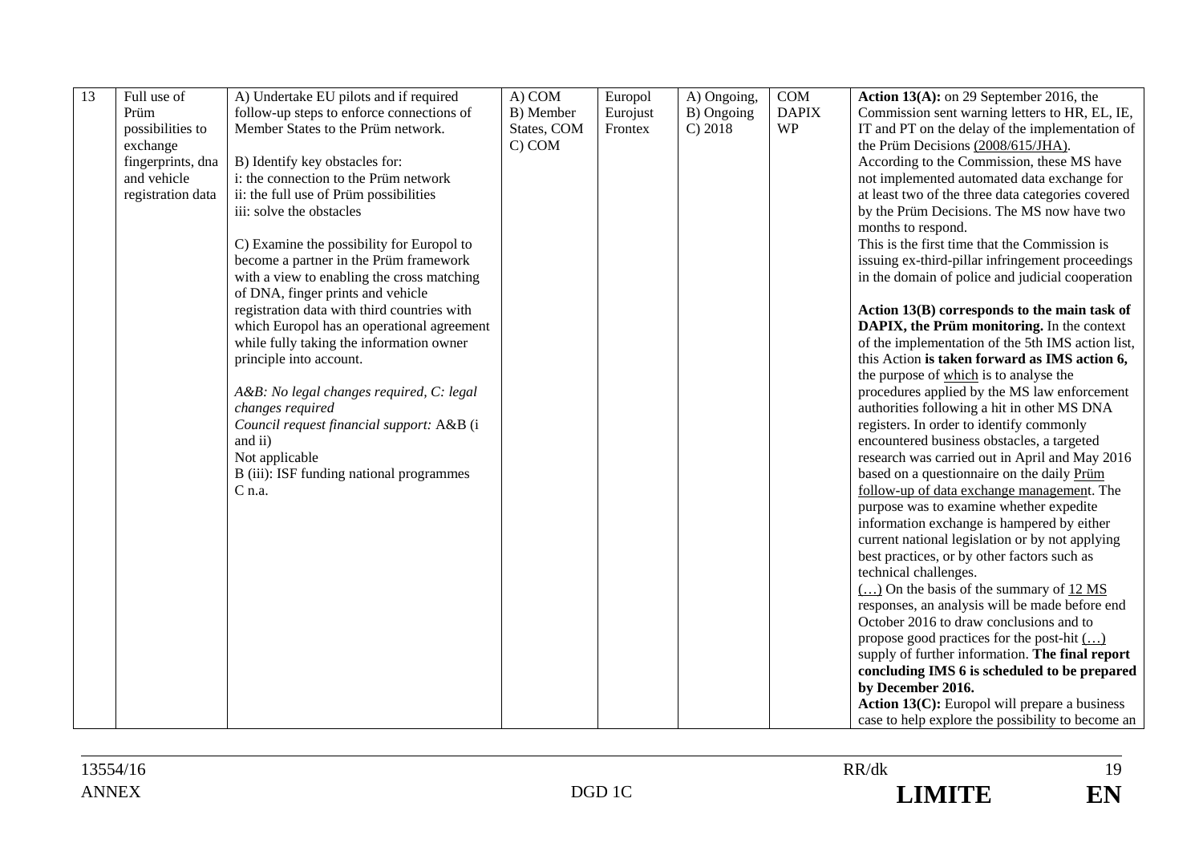| 13 | Full use of Prüm possibilities to exchange fingerprints, dna and vehicle registration data | A) Undertake EU pilots and if required follow-up steps to enforce connections of Member States to the Prüm network.<br><br>B) Identify key obstacles for:<br>i: the connection to the Prüm network<br>ii: the full use of Prüm possibilities<br>iii: solve the obstacles<br><br>C) Examine the possibility for Europol to become a partner in the Prüm framework with a view to enabling the cross matching of DNA, finger prints and vehicle registration data with third countries with which Europol has an operational agreement while fully taking the information owner principle into account.<br><br>*A&B: No legal changes required, C: legal changes required*<br>*Council request financial support:* A&B (i and ii)<br>Not applicable<br>B (iii): ISF funding national programmes<br>C n.a. | A) COM<br>B) Member States, COM<br>C) COM | Europol<br>Eurojust<br>Frontex | A) Ongoing,<br>B) Ongoing<br>C) 2018 | COM<br>DAPIX<br>WP | **Action 13(A):** on 29 September 2016, the Commission sent warning letters to HR, EL, IE, IT and PT on the delay of the implementation of the Prüm Decisions (2008/615/JHA).<br>According to the Commission, these MS have not implemented automated data exchange for at least two of the three data categories covered by the Prüm Decisions. The MS now have two months to respond.<br>This is the first time that the Commission is issuing ex-third-pillar infringement proceedings in the domain of police and judicial cooperation<br><br>**Action 13(B) corresponds to the main task of DAPIX, the Prüm monitoring.** In the context of the implementation of the 5th IMS action list, this Action **is taken forward as IMS action 6,** the purpose of which is to analyse the procedures applied by the MS law enforcement authorities following a hit in other MS DNA registers. In order to identify commonly encountered business obstacles, a targeted research was carried out in April and May 2016 based on a questionnaire on the daily Prüm follow-up of data exchange management. The purpose was to examine whether expedite information exchange is hampered by either current national legislation or by not applying best practices, or by other factors such as technical challenges.<br>(…) On the basis of the summary of 12 MS responses, an analysis will be made before end October 2016 to draw conclusions and to propose good practices for the post-hit (…) supply of further information. **The final report concluding IMS 6 is scheduled to be prepared by December 2016.**<br>**Action 13(C):** Europol will prepare a business case to help explore the possibility to become an |
|---|---|---|---|---|---|---|---|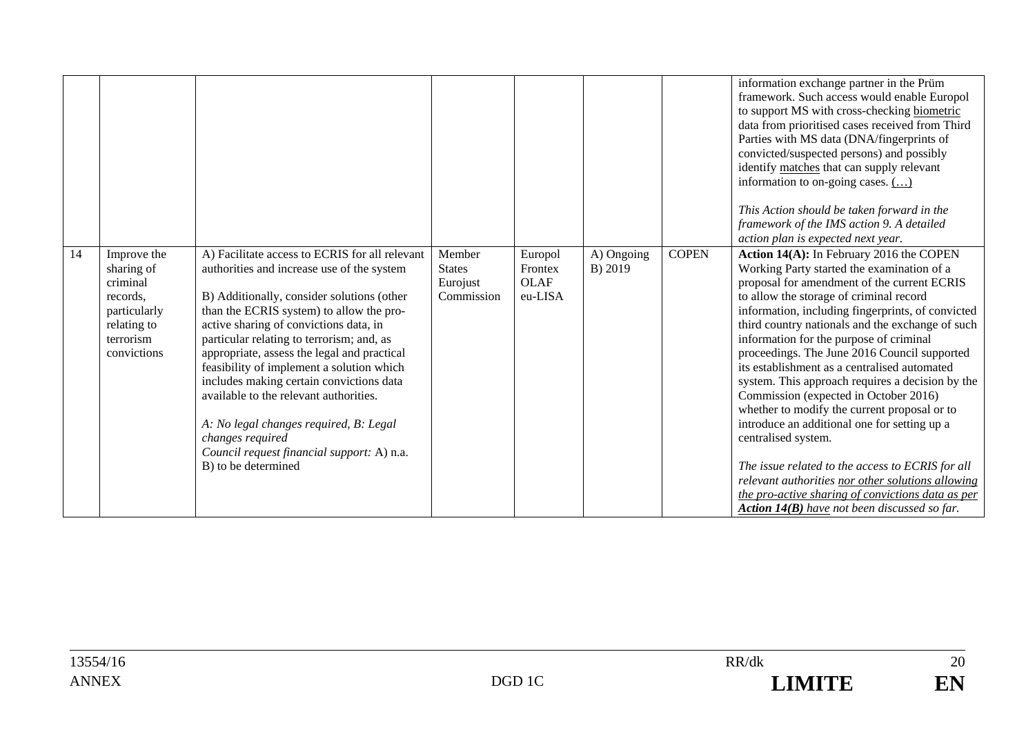| | | | | | | | |
|---|---|---|---|---|---|---|---|
| | | | | | | | information exchange partner in the Prüm framework. Such access would enable Europol to support MS with cross-checking <u>biometric</u> data from prioritised cases received from Third Parties with MS data (DNA/fingerprints of convicted/suspected persons) and possibly identify <u>matches</u> that can supply relevant information to on-going cases. <u>(…)</u><br><br>*This Action should be taken forward in the framework of the IMS action 9. A detailed action plan is expected next year.* |
| 14 | Improve the sharing of criminal records, particularly relating to terrorism convictions | A) Facilitate access to ECRIS for all relevant authorities and increase use of the system<br><br>B) Additionally, consider solutions (other than the ECRIS system) to allow the pro-active sharing of convictions data, in particular relating to terrorism; and, as appropriate, assess the legal and practical feasibility of implement a solution which includes making certain convictions data available to the relevant authorities.<br><br>*A: No legal changes required, B: Legal changes required*<br>*Council request financial support:* A) n.a. B) to be determined | Member States Eurojust Commission | Europol Frontex OLAF eu-LISA | A) Ongoing B) 2019 | COPEN | **Action 14(A):** In February 2016 the COPEN Working Party started the examination of a proposal for amendment of the current ECRIS to allow the storage of criminal record information, including fingerprints, of convicted third country nationals and the exchange of such information for the purpose of criminal proceedings. The June 2016 Council supported its establishment as a centralised automated system. This approach requires a decision by the Commission (expected in October 2016) whether to modify the current proposal or to introduce an additional one for setting up a centralised system.<br><br>*The issue related to the access to ECRIS for all relevant authorities <u>nor other solutions allowing the pro-active sharing of convictions data as per</u> **<u>Action 14(B)</u>** <u>have</u> not been discussed so far.* |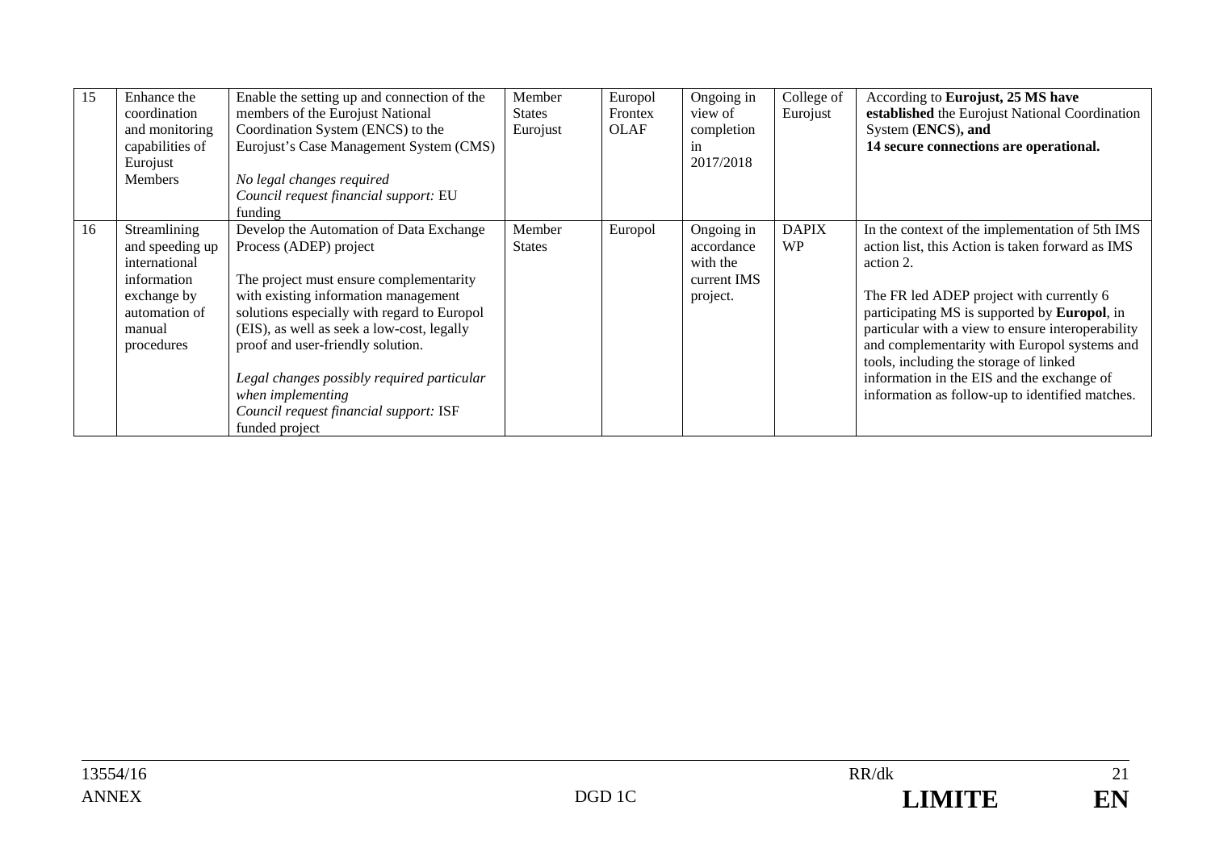| 15 | Enhance the coordination and monitoring capabilities of Eurojust Members | Enable the setting up and connection of the members of the Eurojust National Coordination System (ENCS) to the Eurojust's Case Management System (CMS)<br><br>*No legal changes required*<br>*Council request financial support:* EU funding | Member States Eurojust | Europol Frontex OLAF | Ongoing in view of completion in 2017/2018 | College of Eurojust | According to **Eurojust, 25 MS have established** the Eurojust National Coordination System (**ENCS**)**, and 14 secure connections are operational.** |
|---|---|---|---|---|---|---|---|
| 16 | Streamlining and speeding up international information exchange by automation of manual procedures | Develop the Automation of Data Exchange Process (ADEP) project<br><br>The project must ensure complementarity with existing information management solutions especially with regard to Europol (EIS), as well as seek a low-cost, legally proof and user-friendly solution.<br><br>*Legal changes possibly required particular when implementing*<br>*Council request financial support:* ISF funded project | Member States | Europol | Ongoing in accordance with the current IMS project. | DAPIX WP | In the context of the implementation of 5th IMS action list, this Action is taken forward as IMS action 2.<br><br>The FR led ADEP project with currently 6 participating MS is supported by **Europol**, in particular with a view to ensure interoperability and complementarity with Europol systems and tools, including the storage of linked information in the EIS and the exchange of information as follow-up to identified matches. |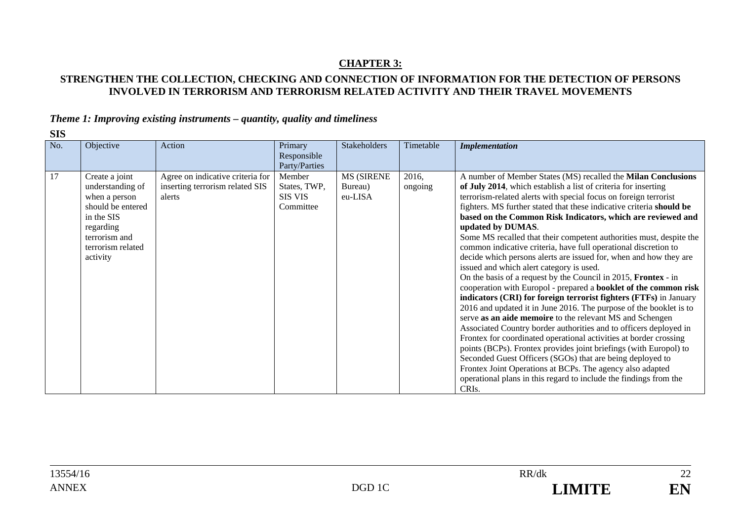## CHAPTER 3:

### STRENGTHEN THE COLLECTION, CHECKING AND CONNECTION OF INFORMATION FOR THE DETECTION OF PERSONS INVOLVED IN TERRORISM AND TERRORISM RELATED ACTIVITY AND THEIR TRAVEL MOVEMENTS

***Theme 1: Improving existing instruments – quantity, quality and timeliness***

**SIS**

| No. | Objective | Action | Primary Responsible Party/Parties | Stakeholders | Timetable | *Implementation* |
|---|---|---|---|---|---|---|
| 17 | Create a joint understanding of when a person should be entered in the SIS regarding terrorism and terrorism related activity | Agree on indicative criteria for inserting terrorism related SIS alerts | Member States, TWP, SIS VIS Committee | MS (SIRENE Bureau) eu-LISA | 2016, ongoing | A number of Member States (MS) recalled the **Milan Conclusions of July 2014**, which establish a list of criteria for inserting terrorism-related alerts with special focus on foreign terrorist fighters. MS further stated that these indicative criteria **should be based on the Common Risk Indicators, which are reviewed and updated by DUMAS**.<br>Some MS recalled that their competent authorities must, despite the common indicative criteria, have full operational discretion to decide which persons alerts are issued for, when and how they are issued and which alert category is used.<br>On the basis of a request by the Council in 2015, **Frontex** - in cooperation with Europol - prepared a **booklet of the common risk indicators (CRI) for foreign terrorist fighters (FTFs)** in January 2016 and updated it in June 2016. The purpose of the booklet is to serve **as an aide memoire** to the relevant MS and Schengen Associated Country border authorities and to officers deployed in Frontex for coordinated operational activities at border crossing points (BCPs). Frontex provides joint briefings (with Europol) to Seconded Guest Officers (SGOs) that are being deployed to Frontex Joint Operations at BCPs. The agency also adapted operational plans in this regard to include the findings from the CRIs. |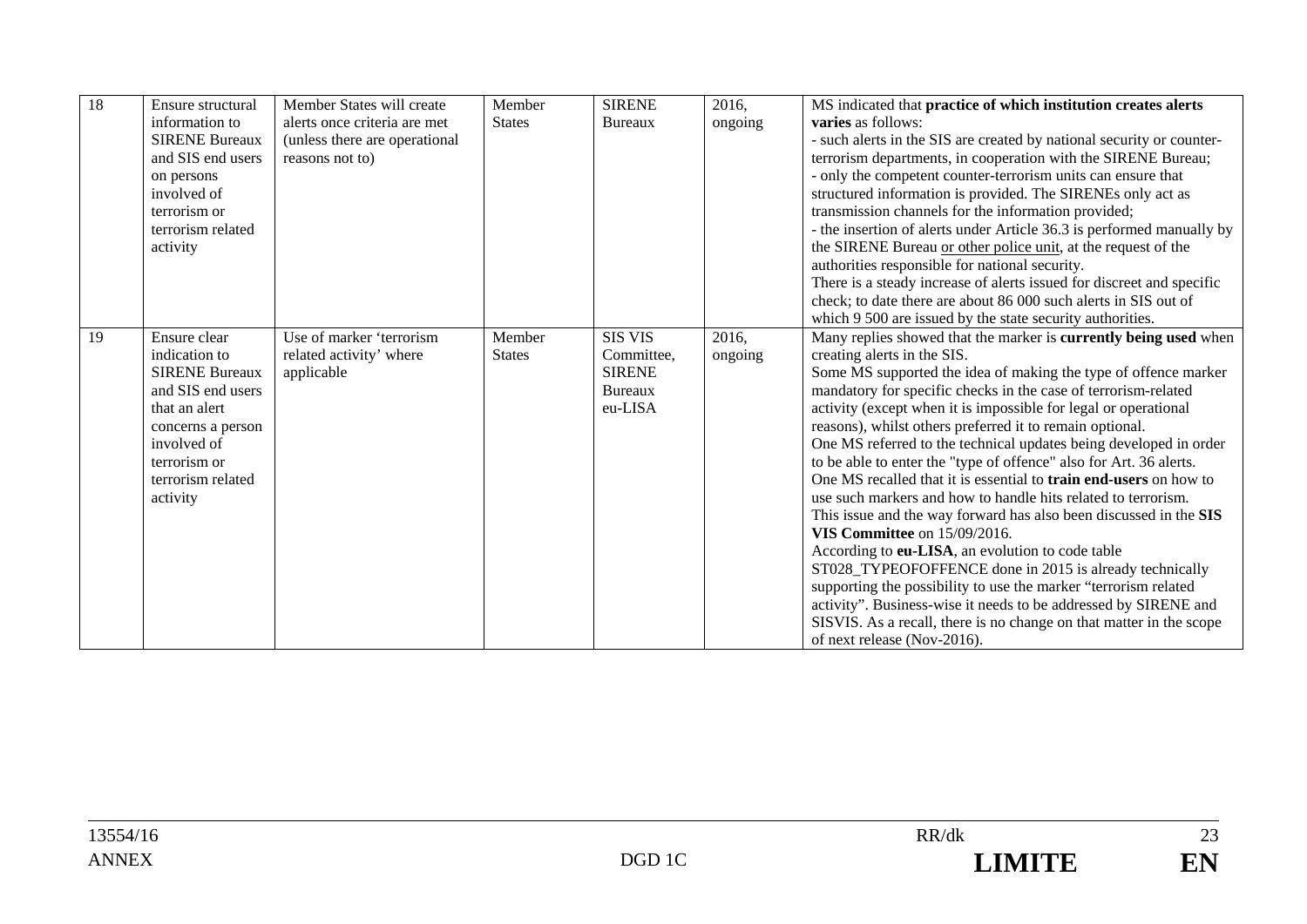| 18 | Ensure structural information to SIRENE Bureaux and SIS end users on persons involved of terrorism or terrorism related activity | Member States will create alerts once criteria are met (unless there are operational reasons not to) | Member States | SIRENE Bureaux | 2016, ongoing | MS indicated that **practice of which institution creates alerts varies** as follows:<br>- such alerts in the SIS are created by national security or counter-terrorism departments, in cooperation with the SIRENE Bureau;<br>- only the competent counter-terrorism units can ensure that structured information is provided. The SIRENEs only act as transmission channels for the information provided;<br>- the insertion of alerts under Article 36.3 is performed manually by the SIRENE Bureau <u>or other police unit</u>, at the request of the authorities responsible for national security.<br>There is a steady increase of alerts issued for discreet and specific check; to date there are about 86 000 such alerts in SIS out of which 9 500 are issued by the state security authorities. |
|---|---|---|---|---|---|---|
| 19 | Ensure clear indication to SIRENE Bureaux and SIS end users that an alert concerns a person involved of terrorism or terrorism related activity | Use of marker 'terrorism related activity' where applicable | Member States | SIS VIS Committee, SIRENE Bureaux eu-LISA | 2016, ongoing | Many replies showed that the marker is **currently being used** when creating alerts in the SIS.<br>Some MS supported the idea of making the type of offence marker mandatory for specific checks in the case of terrorism-related activity (except when it is impossible for legal or operational reasons), whilst others preferred it to remain optional.<br>One MS referred to the technical updates being developed in order to be able to enter the "type of offence" also for Art. 36 alerts.<br>One MS recalled that it is essential to **train end-users** on how to use such markers and how to handle hits related to terrorism.<br>This issue and the way forward has also been discussed in the **SIS VIS Committee** on 15/09/2016.<br>According to **eu-LISA**, an evolution to code table ST028_TYPEOFOFFENCE done in 2015 is already technically supporting the possibility to use the marker "terrorism related activity". Business-wise it needs to be addressed by SIRENE and SISVIS. As a recall, there is no change on that matter in the scope of next release (Nov-2016). |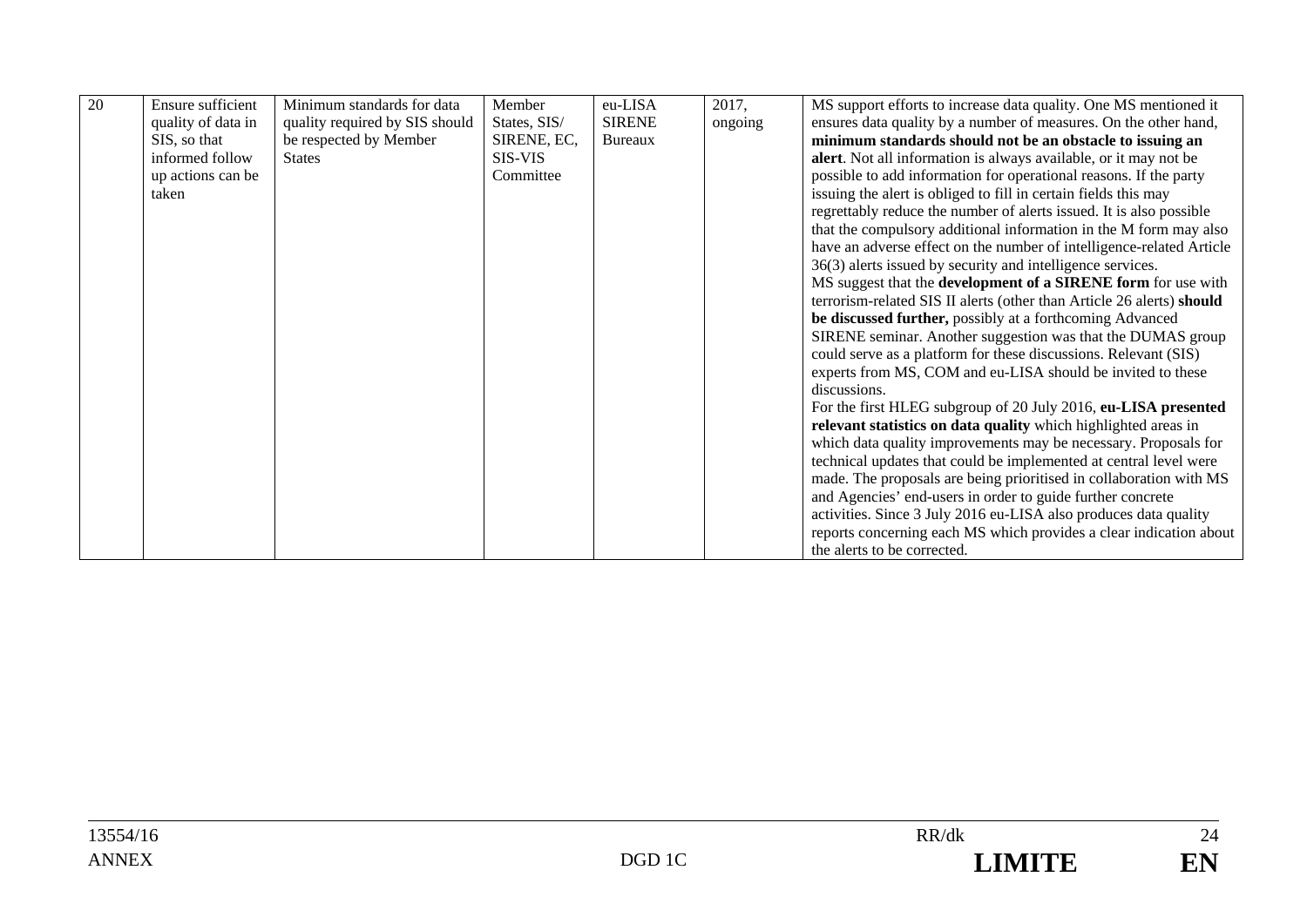| 20 | Ensure sufficient quality of data in SIS, so that informed follow up actions can be taken | Minimum standards for data quality required by SIS should be respected by Member States | Member States, SIS/ SIRENE, EC, SIS-VIS Committee | eu-LISA SIRENE Bureaux | 2017, ongoing | MS support efforts to increase data quality. One MS mentioned it ensures data quality by a number of measures. On the other hand, **minimum standards should not be an obstacle to issuing an alert**. Not all information is always available, or it may not be possible to add information for operational reasons. If the party issuing the alert is obliged to fill in certain fields this may regrettably reduce the number of alerts issued. It is also possible that the compulsory additional information in the M form may also have an adverse effect on the number of intelligence-related Article 36(3) alerts issued by security and intelligence services.<br>MS suggest that the **development of a SIRENE form** for use with terrorism-related SIS II alerts (other than Article 26 alerts) **should be discussed further,** possibly at a forthcoming Advanced SIRENE seminar. Another suggestion was that the DUMAS group could serve as a platform for these discussions. Relevant (SIS) experts from MS, COM and eu-LISA should be invited to these discussions.<br>For the first HLEG subgroup of 20 July 2016, **eu-LISA presented relevant statistics on data quality** which highlighted areas in which data quality improvements may be necessary. Proposals for technical updates that could be implemented at central level were made. The proposals are being prioritised in collaboration with MS and Agencies' end-users in order to guide further concrete activities. Since 3 July 2016 eu-LISA also produces data quality reports concerning each MS which provides a clear indication about the alerts to be corrected. |
|---|---|---|---|---|---|---|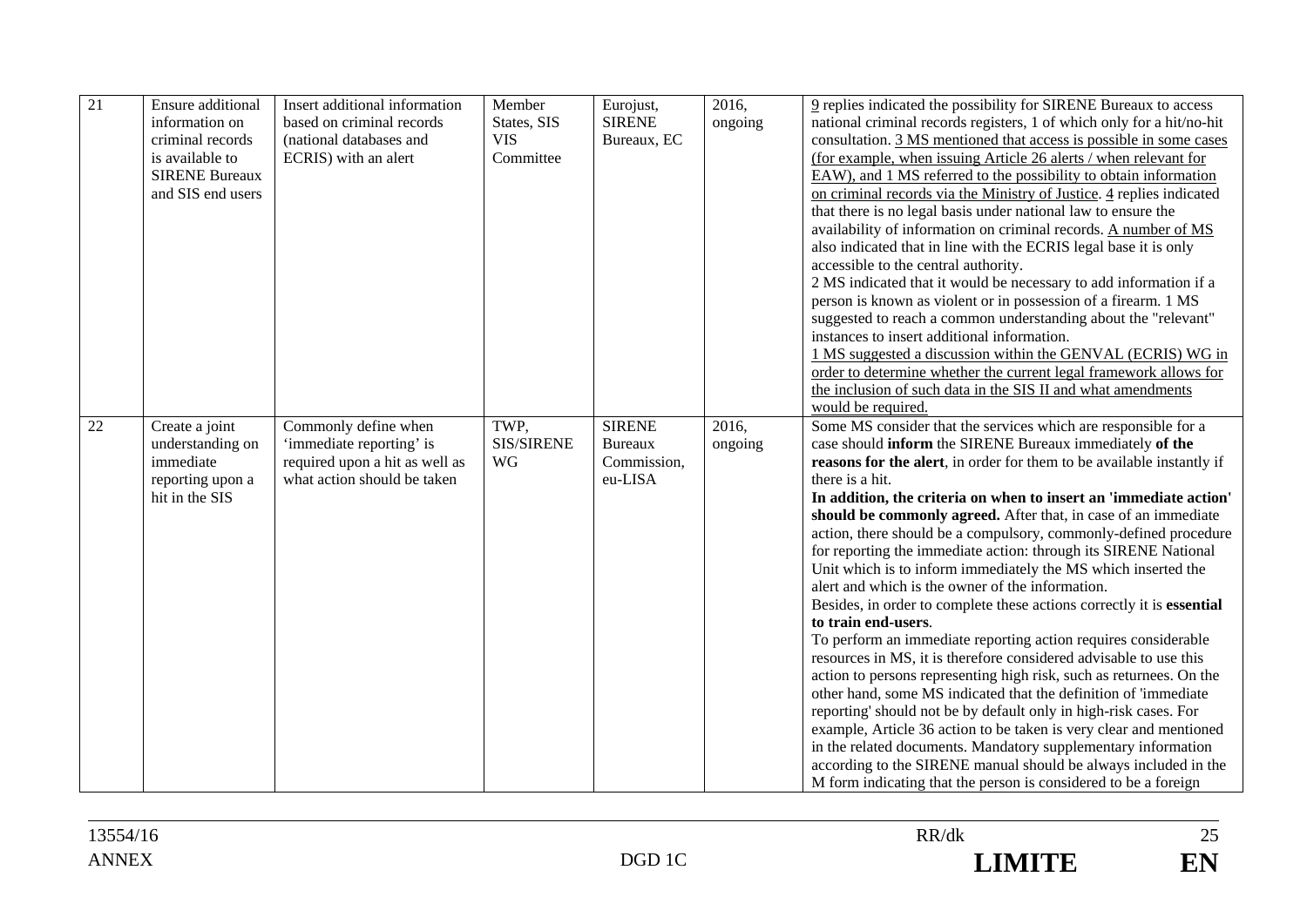| 21 | Ensure additional information on criminal records is available to SIRENE Bureaux and SIS end users | Insert additional information based on criminal records (national databases and ECRIS) with an alert | Member States, SIS VIS Committee | Eurojust, SIRENE Bureaux, EC | 2016, ongoing | 9 replies indicated the possibility for SIRENE Bureaux to access national criminal records registers, 1 of which only for a hit/no-hit consultation. 3 MS mentioned that access is possible in some cases (for example, when issuing Article 26 alerts / when relevant for EAW), and 1 MS referred to the possibility to obtain information on criminal records via the Ministry of Justice. 4 replies indicated that there is no legal basis under national law to ensure the availability of information on criminal records. A number of MS also indicated that in line with the ECRIS legal base it is only accessible to the central authority.<br>2 MS indicated that it would be necessary to add information if a person is known as violent or in possession of a firearm. 1 MS suggested to reach a common understanding about the "relevant" instances to insert additional information.<br>1 MS suggested a discussion within the GENVAL (ECRIS) WG in order to determine whether the current legal framework allows for the inclusion of such data in the SIS II and what amendments would be required. |
|---|---|---|---|---|---|---|
| 22 | Create a joint understanding on immediate reporting upon a hit in the SIS | Commonly define when 'immediate reporting' is required upon a hit as well as what action should be taken | TWP, SIS/SIRENE WG | SIRENE Bureaux Commission, eu-LISA | 2016, ongoing | Some MS consider that the services which are responsible for a case should **inform** the SIRENE Bureaux immediately **of the reasons for the alert**, in order for them to be available instantly if there is a hit.<br>**In addition, the criteria on when to insert an 'immediate action' should be commonly agreed.** After that, in case of an immediate action, there should be a compulsory, commonly-defined procedure for reporting the immediate action: through its SIRENE National Unit which is to inform immediately the MS which inserted the alert and which is the owner of the information.<br>Besides, in order to complete these actions correctly it is **essential to train end-users**.<br>To perform an immediate reporting action requires considerable resources in MS, it is therefore considered advisable to use this action to persons representing high risk, such as returnees. On the other hand, some MS indicated that the definition of 'immediate reporting' should not be by default only in high-risk cases. For example, Article 36 action to be taken is very clear and mentioned in the related documents. Mandatory supplementary information according to the SIRENE manual should be always included in the M form indicating that the person is considered to be a foreign |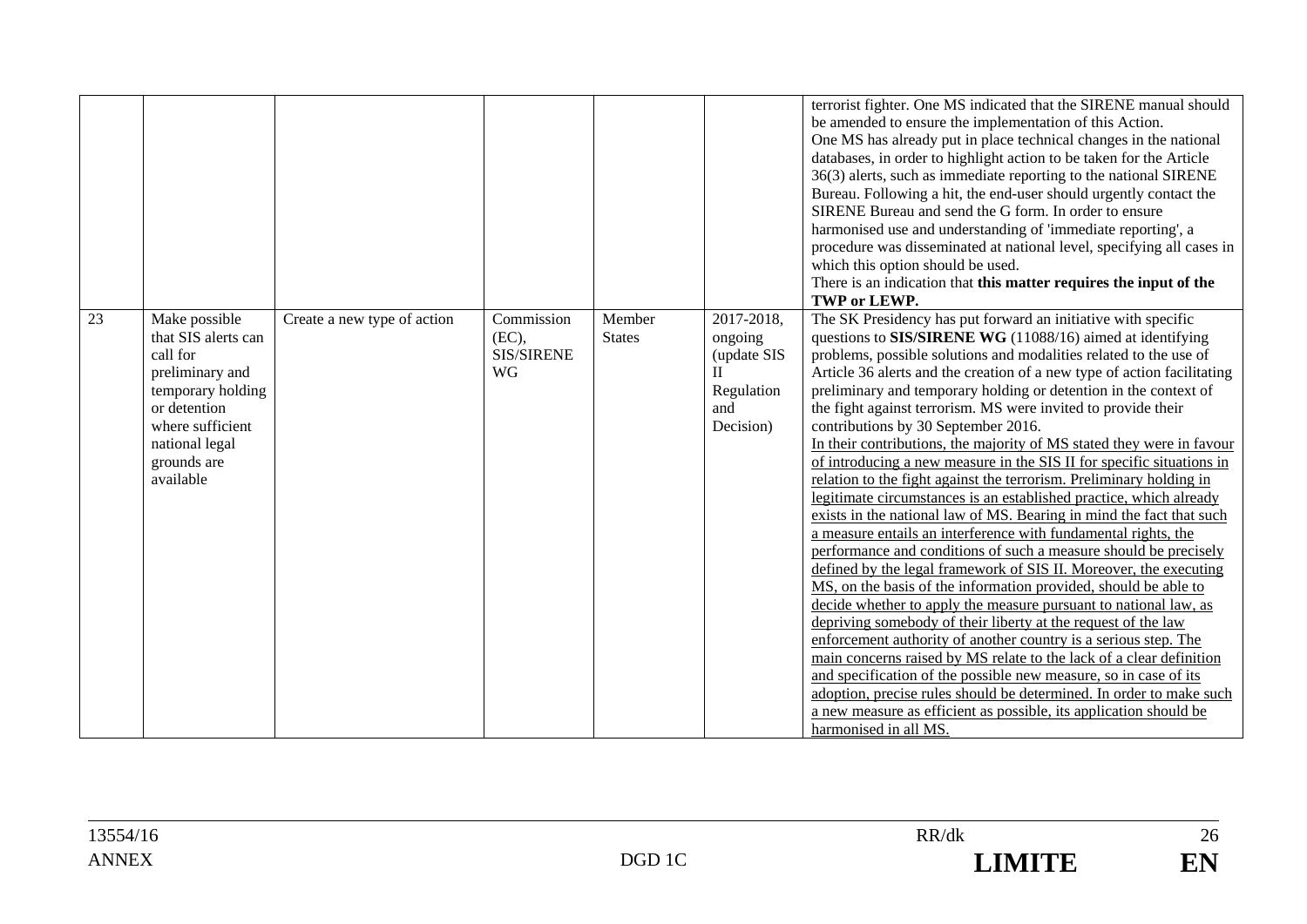| | | | | | | |
|---|---|---|---|---|---|---|
| | | | | | | terrorist fighter. One MS indicated that the SIRENE manual should be amended to ensure the implementation of this Action.<br>One MS has already put in place technical changes in the national databases, in order to highlight action to be taken for the Article 36(3) alerts, such as immediate reporting to the national SIRENE Bureau. Following a hit, the end-user should urgently contact the SIRENE Bureau and send the G form. In order to ensure harmonised use and understanding of 'immediate reporting', a procedure was disseminated at national level, specifying all cases in which this option should be used.<br>There is an indication that **this matter requires the input of the TWP or LEWP.** |
| 23 | Make possible that SIS alerts can call for preliminary and temporary holding or detention where sufficient national legal grounds are available | Create a new type of action | Commission (EC), SIS/SIRENE WG | Member States | 2017-2018, ongoing (update SIS II Regulation and Decision) | The SK Presidency has put forward an initiative with specific questions to **SIS/SIRENE WG** (11088/16) aimed at identifying problems, possible solutions and modalities related to the use of Article 36 alerts and the creation of a new type of action facilitating preliminary and temporary holding or detention in the context of the fight against terrorism. MS were invited to provide their contributions by 30 September 2016.<br><u>In their contributions, the majority of MS stated they were in favour of introducing a new measure in the SIS II for specific situations in relation to the fight against the terrorism. Preliminary holding in legitimate circumstances is an established practice, which already exists in the national law of MS. Bearing in mind the fact that such a measure entails an interference with fundamental rights, the performance and conditions of such a measure should be precisely defined by the legal framework of SIS II. Moreover, the executing MS, on the basis of the information provided, should be able to decide whether to apply the measure pursuant to national law, as depriving somebody of their liberty at the request of the law enforcement authority of another country is a serious step. The main concerns raised by MS relate to the lack of a clear definition and specification of the possible new measure, so in case of its adoption, precise rules should be determined. In order to make such a new measure as efficient as possible, its application should be harmonised in all MS.</u> |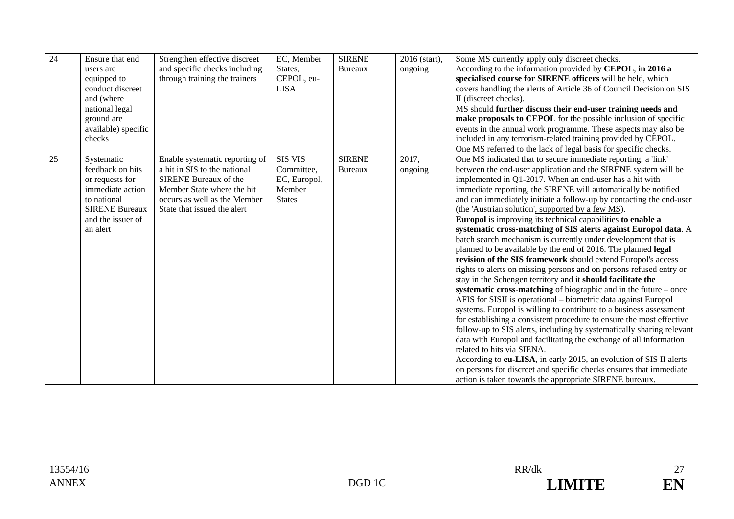| 24 | Ensure that end users are equipped to conduct discreet and (where national legal ground are available) specific checks | Strengthen effective discreet and specific checks including through training the trainers | EC, Member States, CEPOL, eu-LISA | SIRENE Bureaux | 2016 (start), ongoing | Some MS currently apply only discreet checks.<br>According to the information provided by **CEPOL**, **in 2016 a specialised course for SIRENE officers** will be held, which covers handling the alerts of Article 36 of Council Decision on SIS II (discreet checks).<br>MS should **further discuss their end-user training needs and make proposals to CEPOL** for the possible inclusion of specific events in the annual work programme. These aspects may also be included in any terrorism-related training provided by CEPOL.<br>One MS referred to the lack of legal basis for specific checks. |
|---|---|---|---|---|---|---|
| 25 | Systematic feedback on hits or requests for immediate action to national SIRENE Bureaux and the issuer of an alert | Enable systematic reporting of a hit in SIS to the national SIRENE Bureaux of the Member State where the hit occurs as well as the Member State that issued the alert | SIS VIS Committee, EC, Europol, Member States | SIRENE Bureaux | 2017, ongoing | One MS indicated that to secure immediate reporting, a 'link' between the end-user application and the SIRENE system will be implemented in Q1-2017. When an end-user has a hit with immediate reporting, the SIRENE will automatically be notified and can immediately initiate a follow-up by contacting the end-user (the 'Austrian solution', supported by a few MS).<br>**Europol** is improving its technical capabilities **to enable a systematic cross-matching of SIS alerts against Europol data**. A batch search mechanism is currently under development that is planned to be available by the end of 2016. The planned **legal revision of the SIS framework** should extend Europol's access rights to alerts on missing persons and on persons refused entry or stay in the Schengen territory and it **should facilitate the systematic cross-matching** of biographic and in the future – once AFIS for SISII is operational – biometric data against Europol systems. Europol is willing to contribute to a business assessment for establishing a consistent procedure to ensure the most effective follow-up to SIS alerts, including by systematically sharing relevant data with Europol and facilitating the exchange of all information related to hits via SIENA.<br>According to **eu-LISA**, in early 2015, an evolution of SIS II alerts on persons for discreet and specific checks ensures that immediate action is taken towards the appropriate SIRENE bureaux. |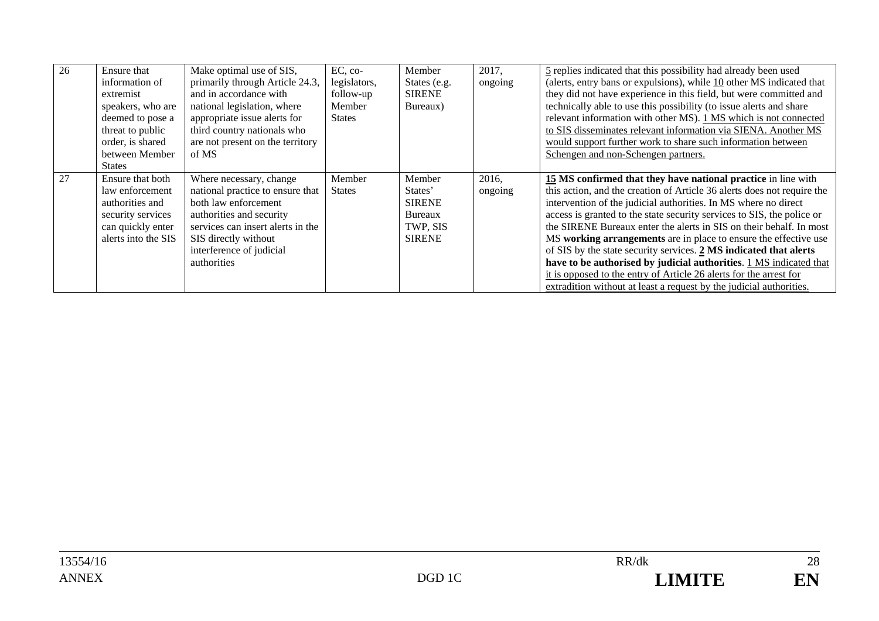| 26 | Ensure that information of extremist speakers, who are deemed to pose a threat to public order, is shared between Member States | Make optimal use of SIS, primarily through Article 24.3, and in accordance with national legislation, where appropriate issue alerts for third country nationals who are not present on the territory of MS | EC, co-legislators, follow-up Member States | Member States (e.g. SIRENE Bureaux) | 2017, ongoing | 5 replies indicated that this possibility had already been used (alerts, entry bans or expulsions), while 10 other MS indicated that they did not have experience in this field, but were committed and technically able to use this possibility (to issue alerts and share relevant information with other MS). 1 MS which is not connected to SIS disseminates relevant information via SIENA. Another MS would support further work to share such information between Schengen and non-Schengen partners. |
|---|---|---|---|---|---|---|
| 27 | Ensure that both law enforcement authorities and security services can quickly enter alerts into the SIS | Where necessary, change national practice to ensure that both law enforcement authorities and security services can insert alerts in the SIS directly without interference of judicial authorities | Member States | Member States' SIRENE Bureaux TWP, SIS SIRENE | 2016, ongoing | **15 MS confirmed that they have national practice** in line with this action, and the creation of Article 36 alerts does not require the intervention of the judicial authorities. In MS where no direct access is granted to the state security services to SIS, the police or the SIRENE Bureaux enter the alerts in SIS on their behalf. In most MS **working arrangements** are in place to ensure the effective use of SIS by the state security services. **2 MS indicated that alerts have to be authorised by judicial authorities**. 1 MS indicated that it is opposed to the entry of Article 26 alerts for the arrest for extradition without at least a request by the judicial authorities. |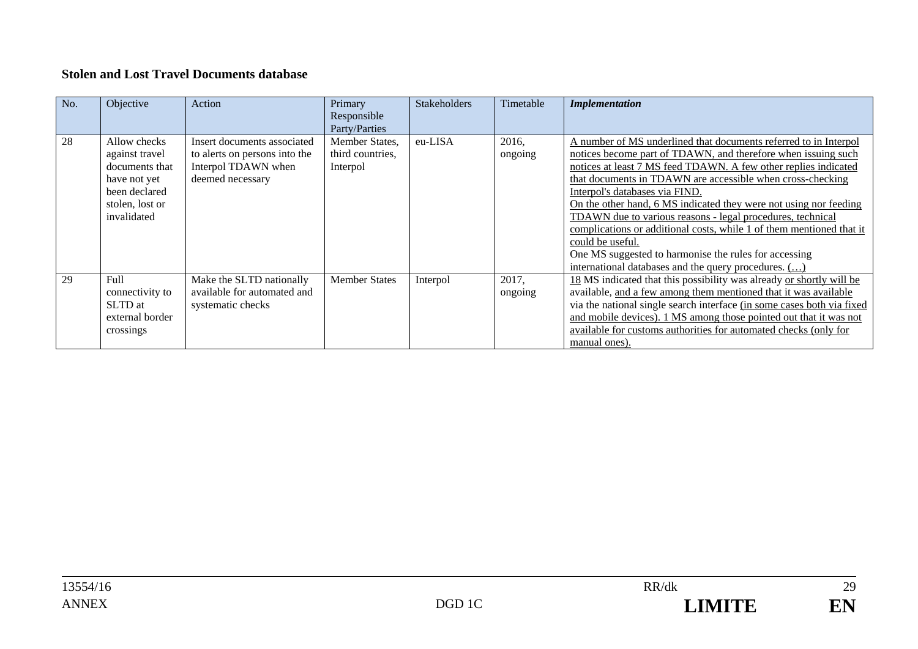**Stolen and Lost Travel Documents database**

| No. | Objective | Action | Primary Responsible Party/Parties | Stakeholders | Timetable | ***Implementation*** |
|---|---|---|---|---|---|---|
| 28 | Allow checks against travel documents that have not yet been declared stolen, lost or invalidated | Insert documents associated to alerts on persons into the Interpol TDAWN when deemed necessary | Member States, third countries, Interpol | eu-LISA | 2016, ongoing | A number of MS underlined that documents referred to in Interpol notices become part of TDAWN, and therefore when issuing such notices at least 7 MS feed TDAWN. A few other replies indicated that documents in TDAWN are accessible when cross-checking Interpol's databases via FIND.<br>On the other hand, 6 MS indicated they were not using nor feeding TDAWN due to various reasons - legal procedures, technical complications or additional costs, while 1 of them mentioned that it could be useful.<br>One MS suggested to harmonise the rules for accessing international databases and the query procedures. (…) |
| 29 | Full connectivity to SLTD at external border crossings | Make the SLTD nationally available for automated and systematic checks | Member States | Interpol | 2017, ongoing | 18 MS indicated that this possibility was already or shortly will be available, and a few among them mentioned that it was available via the national single search interface (in some cases both via fixed and mobile devices). 1 MS among those pointed out that it was not available for customs authorities for automated checks (only for manual ones). |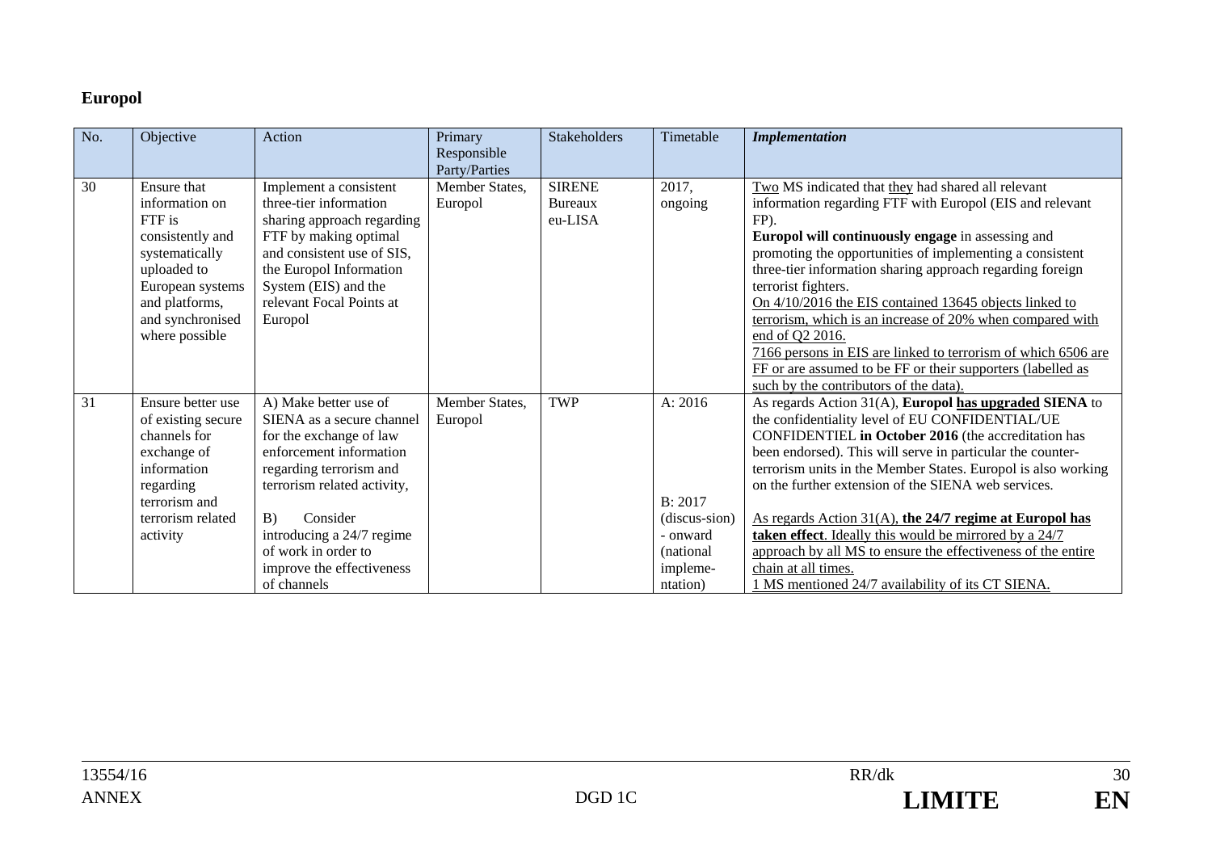## Europol

| No. | Objective | Action | Primary Responsible Party/Parties | Stakeholders | Timetable | *Implementation* |
|---|---|---|---|---|---|---|
| 30 | Ensure that information on FTF is consistently and systematically uploaded to European systems and platforms, and synchronised where possible | Implement a consistent three-tier information sharing approach regarding FTF by making optimal and consistent use of SIS, the Europol Information System (EIS) and the relevant Focal Points at Europol | Member States, Europol | SIRENE Bureaux eu-LISA | 2017, ongoing | Two MS indicated that they had shared all relevant information regarding FTF with Europol (EIS and relevant FP).<br>**Europol will continuously engage** in assessing and promoting the opportunities of implementing a consistent three-tier information sharing approach regarding foreign terrorist fighters.<br>On 4/10/2016 the EIS contained 13645 objects linked to terrorism, which is an increase of 20% when compared with end of Q2 2016.<br>7166 persons in EIS are linked to terrorism of which 6506 are FF or are assumed to be FF or their supporters (labelled as such by the contributors of the data). |
| 31 | Ensure better use of existing secure channels for exchange of information regarding terrorism and terrorism related activity | A) Make better use of SIENA as a secure channel for the exchange of law enforcement information regarding terrorism and terrorism related activity,<br><br>B) Consider introducing a 24/7 regime of work in order to improve the effectiveness of channels | Member States, Europol | TWP | A: 2016<br><br>B: 2017 (discus-sion) - onward (national impleme-ntation) | As regards Action 31(A), **Europol has upgraded SIENA** to the confidentiality level of EU CONFIDENTIAL/UE CONFIDENTIEL **in October 2016** (the accreditation has been endorsed). This will serve in particular the counter-terrorism units in the Member States. Europol is also working on the further extension of the SIENA web services.<br><br>As regards Action 31(A), **the 24/7 regime at Europol has taken effect**. Ideally this would be mirrored by a 24/7 approach by all MS to ensure the effectiveness of the entire chain at all times.<br>1 MS mentioned 24/7 availability of its CT SIENA. |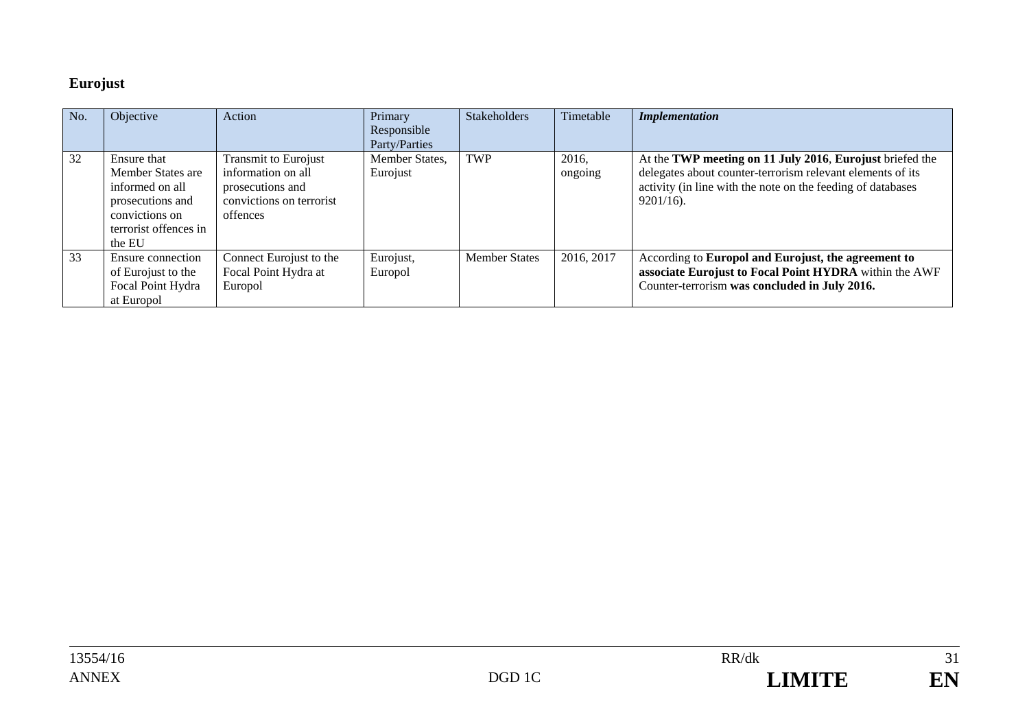**Eurojust**

| No. | Objective | Action | Primary Responsible Party/Parties | Stakeholders | Timetable | *Implementation* |
|---|---|---|---|---|---|---|
| 32 | Ensure that Member States are informed on all prosecutions and convictions on terrorist offences in the EU | Transmit to Eurojust information on all prosecutions and convictions on terrorist offences | Member States, Eurojust | TWP | 2016, ongoing | At the **TWP meeting on 11 July 2016**, **Eurojust** briefed the delegates about counter-terrorism relevant elements of its activity (in line with the note on the feeding of databases 9201/16). |
| 33 | Ensure connection of Eurojust to the Focal Point Hydra at Europol | Connect Eurojust to the Focal Point Hydra at Europol | Eurojust, Europol | Member States | 2016, 2017 | According to **Europol and Eurojust, the agreement to associate Eurojust to Focal Point HYDRA** within the AWF Counter-terrorism **was concluded in July 2016.** |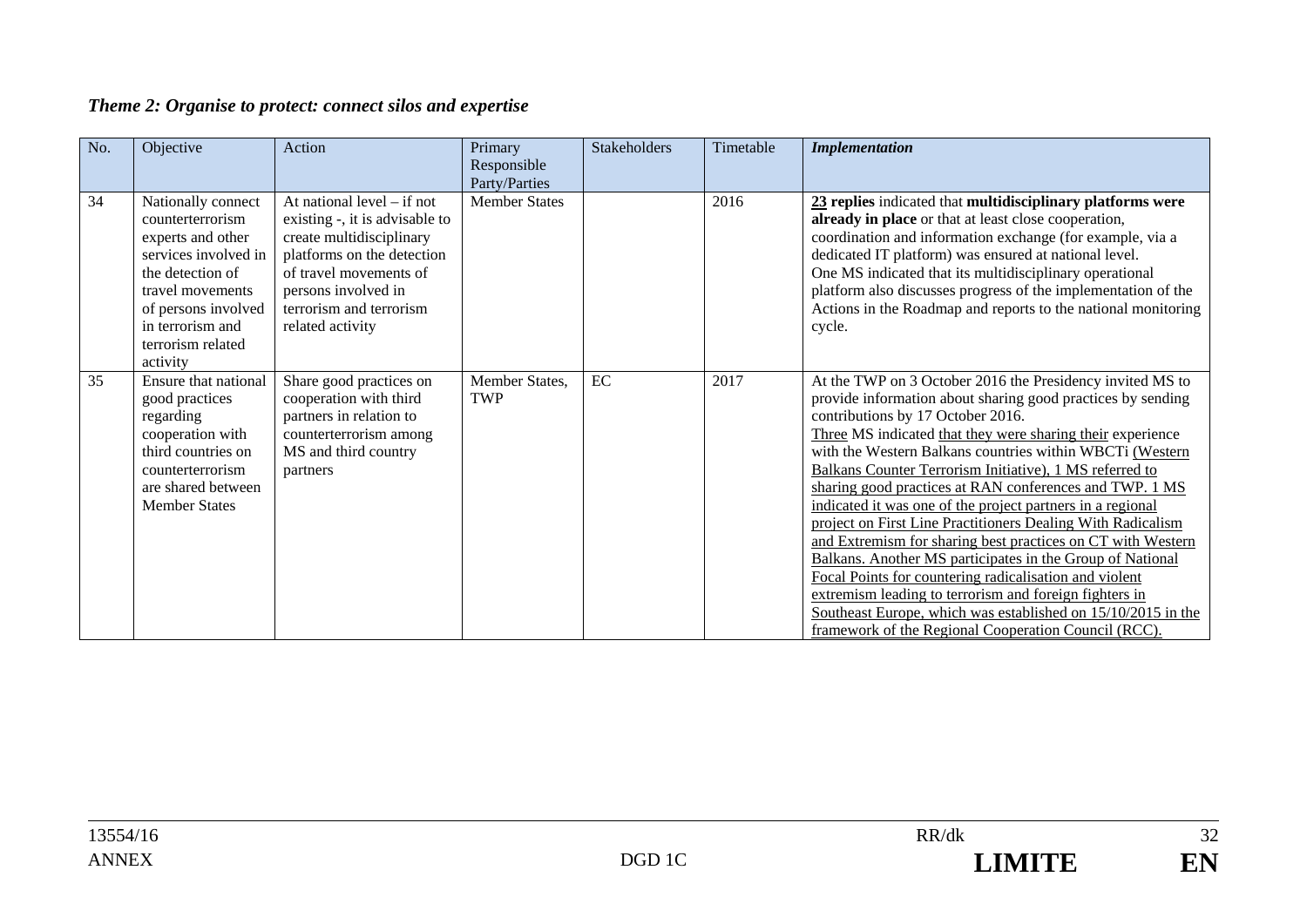## *Theme 2: Organise to protect: connect silos and expertise*

| No. | Objective | Action | Primary Responsible Party/Parties | Stakeholders | Timetable | ***Implementation*** |
|---|---|---|---|---|---|---|
| 34 | Nationally connect counterterrorism experts and other services involved in the detection of travel movements of persons involved in terrorism and terrorism related activity | At national level – if not existing -, it is advisable to create multidisciplinary platforms on the detection of travel movements of persons involved in terrorism and terrorism related activity | Member States | | 2016 | **23 replies** indicated that **multidisciplinary platforms were already in place** or that at least close cooperation, coordination and information exchange (for example, via a dedicated IT platform) was ensured at national level. One MS indicated that its multidisciplinary operational platform also discusses progress of the implementation of the Actions in the Roadmap and reports to the national monitoring cycle. |
| 35 | Ensure that national good practices regarding cooperation with third countries on counterterrorism are shared between Member States | Share good practices on cooperation with third partners in relation to counterterrorism among MS and third country partners | Member States, TWP | EC | 2017 | At the TWP on 3 October 2016 the Presidency invited MS to provide information about sharing good practices by sending contributions by 17 October 2016. Three MS indicated that they were sharing their experience with the Western Balkans countries within WBCTi (Western Balkans Counter Terrorism Initiative), 1 MS referred to sharing good practices at RAN conferences and TWP. 1 MS indicated it was one of the project partners in a regional project on First Line Practitioners Dealing With Radicalism and Extremism for sharing best practices on CT with Western Balkans. Another MS participates in the Group of National Focal Points for countering radicalisation and violent extremism leading to terrorism and foreign fighters in Southeast Europe, which was established on 15/10/2015 in the framework of the Regional Cooperation Council (RCC). |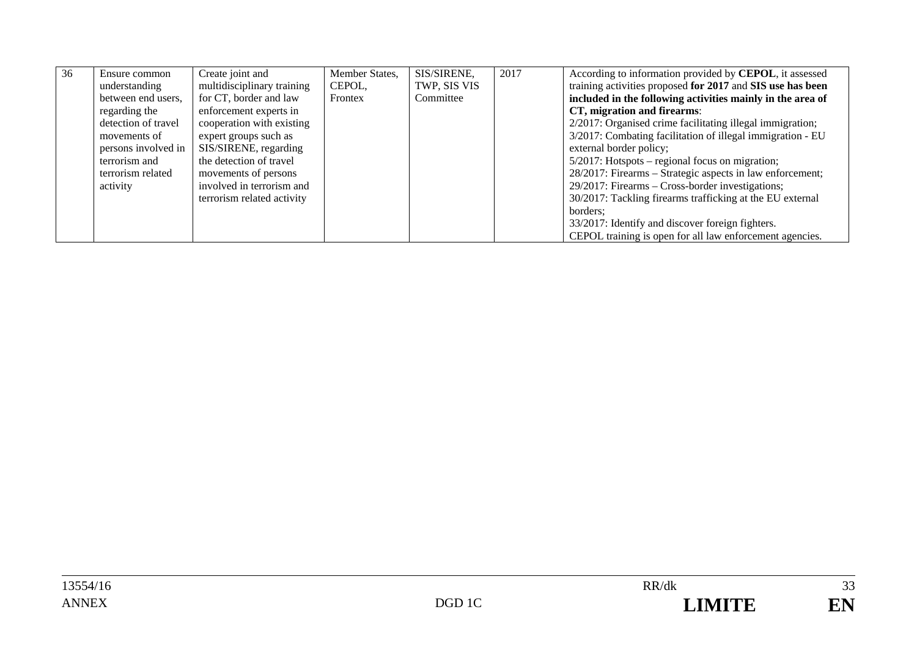| 36 | Ensure common understanding between end users, regarding the detection of travel movements of persons involved in terrorism and terrorism related activity | Create joint and multidisciplinary training for CT, border and law enforcement experts in cooperation with existing expert groups such as SIS/SIRENE, regarding the detection of travel movements of persons involved in terrorism and terrorism related activity | Member States, CEPOL, Frontex | SIS/SIRENE, TWP, SIS VIS Committee | 2017 | According to information provided by **CEPOL**, it assessed training activities proposed **for 2017** and **SIS use has been included in the following activities mainly in the area of CT, migration and firearms**:<br>2/2017: Organised crime facilitating illegal immigration;<br>3/2017: Combating facilitation of illegal immigration - EU external border policy;<br>5/2017: Hotspots – regional focus on migration;<br>28/2017: Firearms – Strategic aspects in law enforcement;<br>29/2017: Firearms – Cross-border investigations;<br>30/2017: Tackling firearms trafficking at the EU external borders;<br>33/2017: Identify and discover foreign fighters.<br>CEPOL training is open for all law enforcement agencies. |
|---|---|---|---|---|---|---|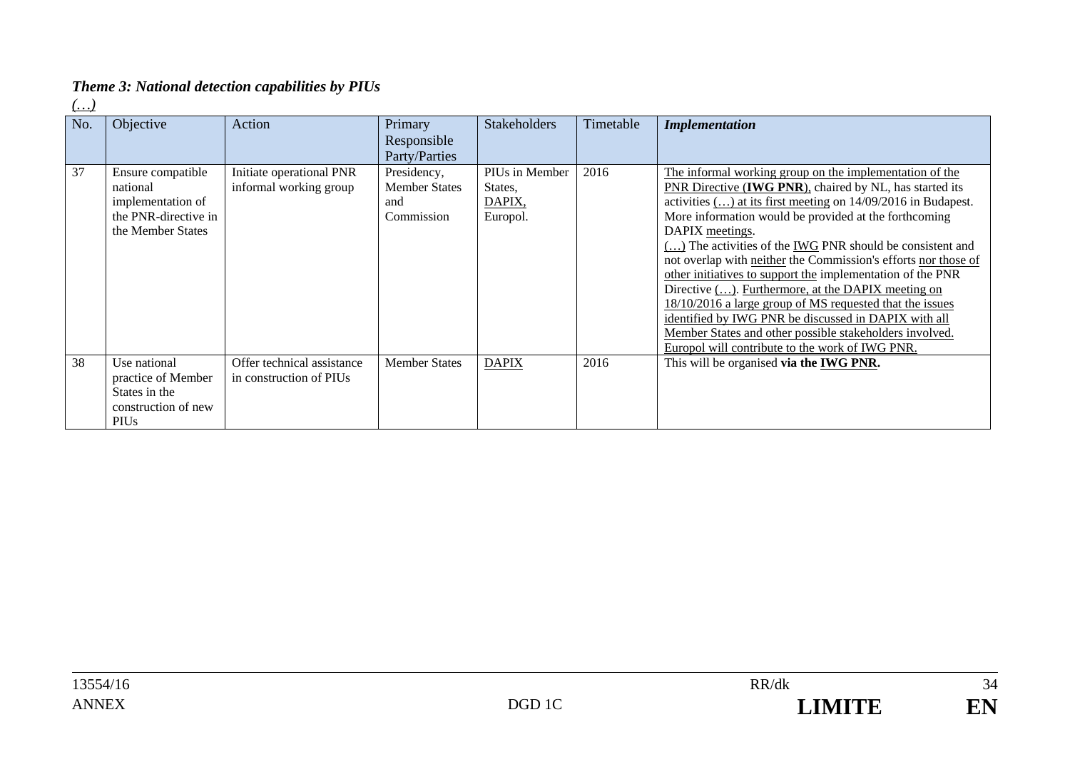***Theme 3: National detection capabilities by PIUs***

*(…)*

| No. | Objective | Action | Primary Responsible Party/Parties | Stakeholders | Timetable | ***Implementation*** |
|---|---|---|---|---|---|---|
| 37 | Ensure compatible national implementation of the PNR-directive in the Member States | Initiate operational PNR informal working group | Presidency, Member States and Commission | PIUs in Member States, DAPIX, Europol. | 2016 | The informal working group on the implementation of the PNR Directive (**IWG PNR**), chaired by NL, has started its activities (…) at its first meeting on 14/09/2016 in Budapest. More information would be provided at the forthcoming DAPIX meetings. (…) The activities of the IWG PNR should be consistent and not overlap with neither the Commission's efforts nor those of other initiatives to support the implementation of the PNR Directive (…). Furthermore, at the DAPIX meeting on 18/10/2016 a large group of MS requested that the issues identified by IWG PNR be discussed in DAPIX with all Member States and other possible stakeholders involved. Europol will contribute to the work of IWG PNR. |
| 38 | Use national practice of Member States in the construction of new PIUs | Offer technical assistance in construction of PIUs | Member States | DAPIX | 2016 | This will be organised **via the IWG PNR.** |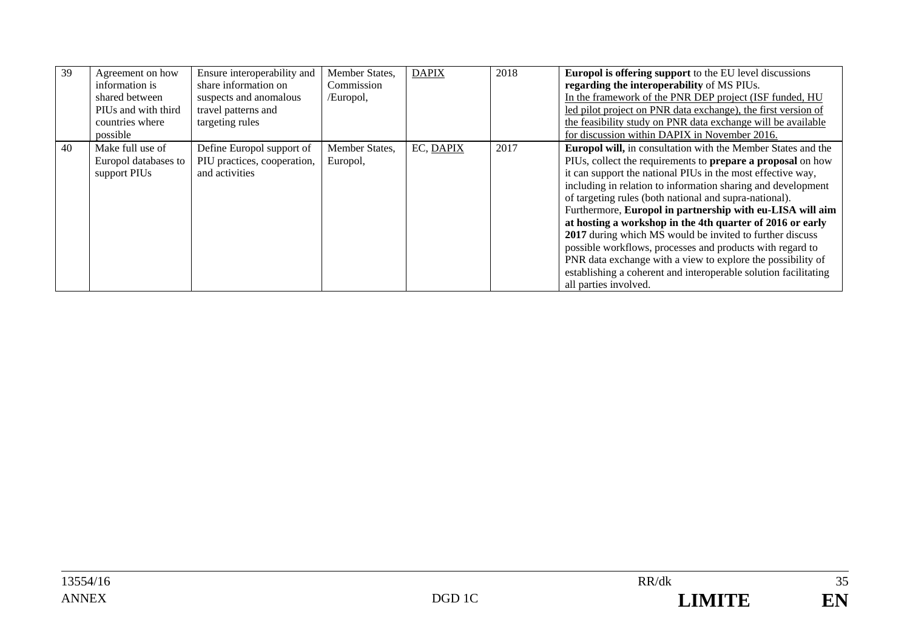| 39 | Agreement on how information is shared between PIUs and with third countries where possible | Ensure interoperability and share information on suspects and anomalous travel patterns and targeting rules | Member States, Commission /Europol, | <u>DAPIX</u> | 2018 | **Europol is offering support** to the EU level discussions **regarding the interoperability** of MS PIUs.<br><u>In the framework of the PNR DEP project (ISF funded, HU led pilot project on PNR data exchange), the first version of the feasibility study on PNR data exchange will be available for discussion within DAPIX in November 2016.</u> |
|---|---|---|---|---|---|---|
| 40 | Make full use of Europol databases to support PIUs | Define Europol support of PIU practices, cooperation, and activities | Member States, Europol, | EC, <u>DAPIX</u> | 2017 | **Europol will,** in consultation with the Member States and the PIUs, collect the requirements to **prepare a proposal** on how it can support the national PIUs in the most effective way, including in relation to information sharing and development of targeting rules (both national and supra-national).<br>Furthermore, **Europol in partnership with eu-LISA will aim at hosting a workshop in the 4th quarter of 2016 or early 2017** during which MS would be invited to further discuss possible workflows, processes and products with regard to PNR data exchange with a view to explore the possibility of establishing a coherent and interoperable solution facilitating all parties involved. |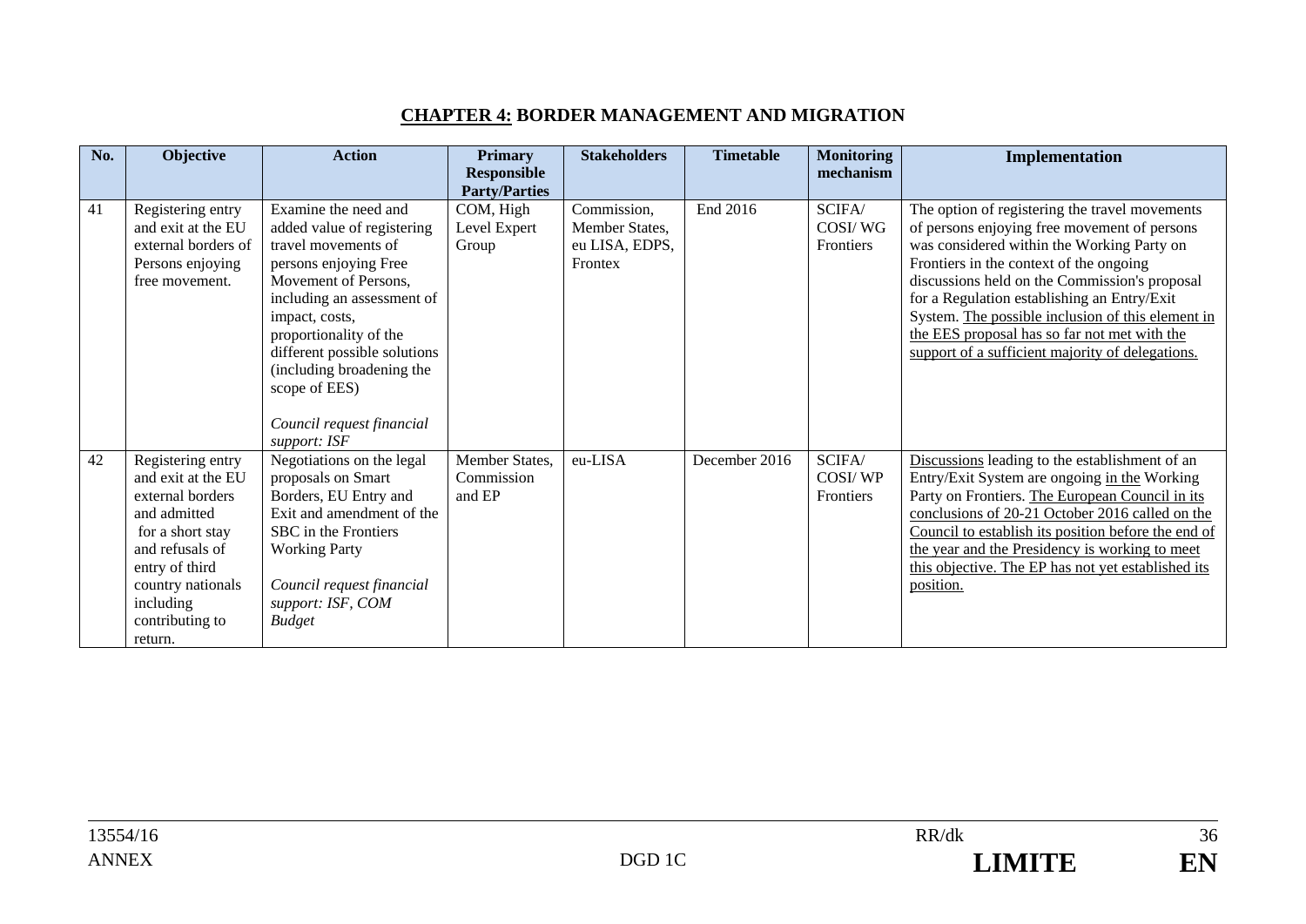## CHAPTER 4: BORDER MANAGEMENT AND MIGRATION

| No. | Objective | Action | Primary Responsible Party/Parties | Stakeholders | Timetable | Monitoring mechanism | Implementation |
|---|---|---|---|---|---|---|---|
| 41 | Registering entry and exit at the EU external borders of Persons enjoying free movement. | Examine the need and added value of registering travel movements of persons enjoying Free Movement of Persons, including an assessment of impact, costs, proportionality of the different possible solutions (including broadening the scope of EES)<br><br>*Council request financial support: ISF* | COM, High Level Expert Group | Commission, Member States, eu LISA, EDPS, Frontex | End 2016 | SCIFA/ COSI/ WG Frontiers | The option of registering the travel movements of persons enjoying free movement of persons was considered within the Working Party on Frontiers in the context of the ongoing discussions held on the Commission's proposal for a Regulation establishing an Entry/Exit System. The possible inclusion of this element in the EES proposal has so far not met with the support of a sufficient majority of delegations. |
| 42 | Registering entry and exit at the EU external borders and admitted for a short stay and refusals of entry of third country nationals including contributing to return. | Negotiations on the legal proposals on Smart Borders, EU Entry and Exit and amendment of the SBC in the Frontiers Working Party<br><br>*Council request financial support: ISF, COM Budget* | Member States, Commission and EP | eu-LISA | December 2016 | SCIFA/ COSI/ WP Frontiers | Discussions leading to the establishment of an Entry/Exit System are ongoing in the Working Party on Frontiers. The European Council in its conclusions of 20-21 October 2016 called on the Council to establish its position before the end of the year and the Presidency is working to meet this objective. The EP has not yet established its position. |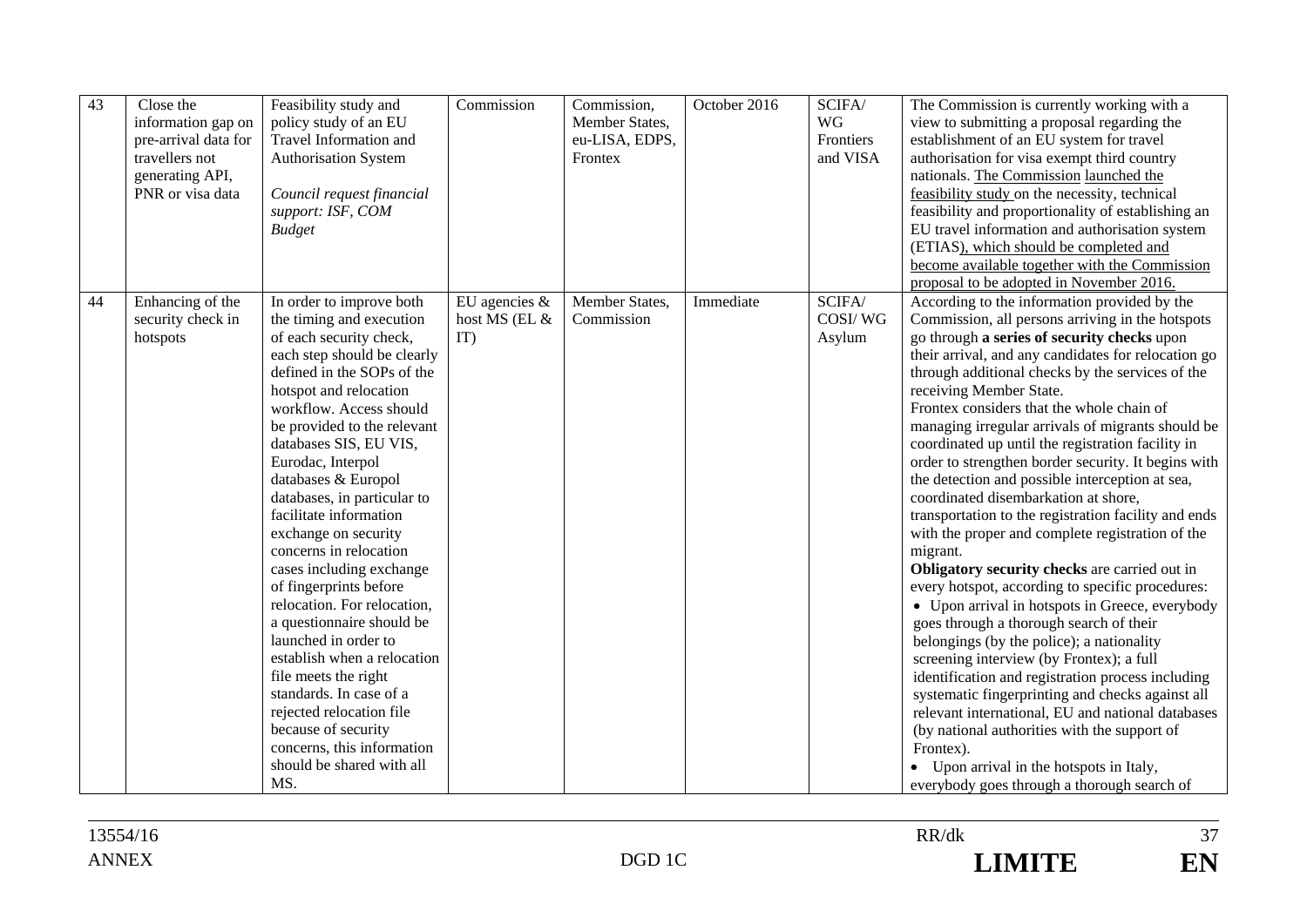| 43 | Close the information gap on pre-arrival data for travellers not generating API, PNR or visa data | Feasibility study and policy study of an EU Travel Information and Authorisation System<br><br>*Council request financial support: ISF, COM Budget* | Commission | Commission, Member States, eu-LISA, EDPS, Frontex | October 2016 | SCIFA/ WG Frontiers and VISA | The Commission is currently working with a view to submitting a proposal regarding the establishment of an EU system for travel authorisation for visa exempt third country nationals. The Commission launched the feasibility study on the necessity, technical feasibility and proportionality of establishing an EU travel information and authorisation system (ETIAS), which should be completed and become available together with the Commission proposal to be adopted in November 2016. |
|---|---|---|---|---|---|---|---|
| 44 | Enhancing of the security check in hotspots | In order to improve both the timing and execution of each security check, each step should be clearly defined in the SOPs of the hotspot and relocation workflow. Access should be provided to the relevant databases SIS, EU VIS, Eurodac, Interpol databases & Europol databases, in particular to facilitate information exchange on security concerns in relocation cases including exchange of fingerprints before relocation. For relocation, a questionnaire should be launched in order to establish when a relocation file meets the right standards. In case of a rejected relocation file because of security concerns, this information should be shared with all MS. | EU agencies & host MS (EL & IT) | Member States, Commission | Immediate | SCIFA/ COSI/ WG Asylum | According to the information provided by the Commission, all persons arriving in the hotspots go through **a series of security checks** upon their arrival, and any candidates for relocation go through additional checks by the services of the receiving Member State.<br>Frontex considers that the whole chain of managing irregular arrivals of migrants should be coordinated up until the registration facility in order to strengthen border security. It begins with the detection and possible interception at sea, coordinated disembarkation at shore, transportation to the registration facility and ends with the proper and complete registration of the migrant.<br>**Obligatory security checks** are carried out in every hotspot, according to specific procedures:<br>• Upon arrival in hotspots in Greece, everybody goes through a thorough search of their belongings (by the police); a nationality screening interview (by Frontex); a full identification and registration process including systematic fingerprinting and checks against all relevant international, EU and national databases (by national authorities with the support of Frontex).<br>• Upon arrival in the hotspots in Italy, everybody goes through a thorough search of |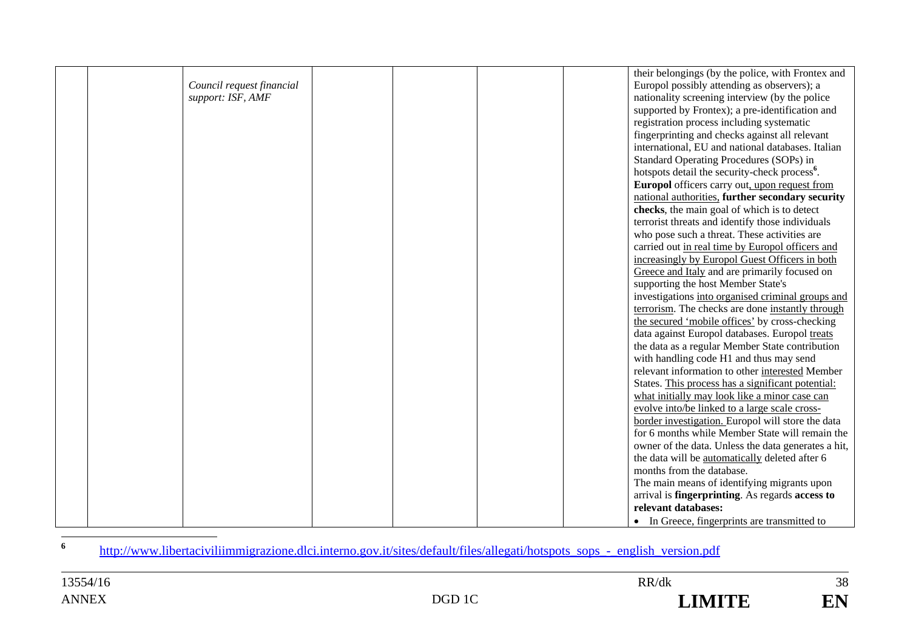|  |  |  |  |  |  |  |  |
|---|---|---|---|---|---|---|---|
|  |  | *Council request financial support: ISF, AMF* |  |  |  |  | their belongings (by the police, with Frontex and Europol possibly attending as observers); a nationality screening interview (by the police supported by Frontex); a pre-identification and registration process including systematic fingerprinting and checks against all relevant international, EU and national databases. Italian Standard Operating Procedures (SOPs) in hotspots detail the security-check process[6]. **Europol** officers carry out, upon request from national authorities, **further secondary security checks**, the main goal of which is to detect terrorist threats and identify those individuals who pose such a threat. These activities are carried out in real time by Europol officers and increasingly by Europol Guest Officers in both Greece and Italy and are primarily focused on supporting the host Member State's investigations into organised criminal groups and terrorism. The checks are done instantly through the secured 'mobile offices' by cross-checking data against Europol databases. Europol treats the data as a regular Member State contribution with handling code H1 and thus may send relevant information to other interested Member States. This process has a significant potential: what initially may look like a minor case can evolve into/be linked to a large scale cross-border investigation. Europol will store the data for 6 months while Member State will remain the owner of the data. Unless the data generates a hit, the data will be automatically deleted after 6 months from the database.<br>The main means of identifying migrants upon arrival is **fingerprinting**. As regards **access to relevant databases:**<br>• In Greece, fingerprints are transmitted to |

[6] http://www.libertaciviliimmigrazione.dlci.interno.gov.it/sites/default/files/allegati/hotspots_sops_-_english_version.pdf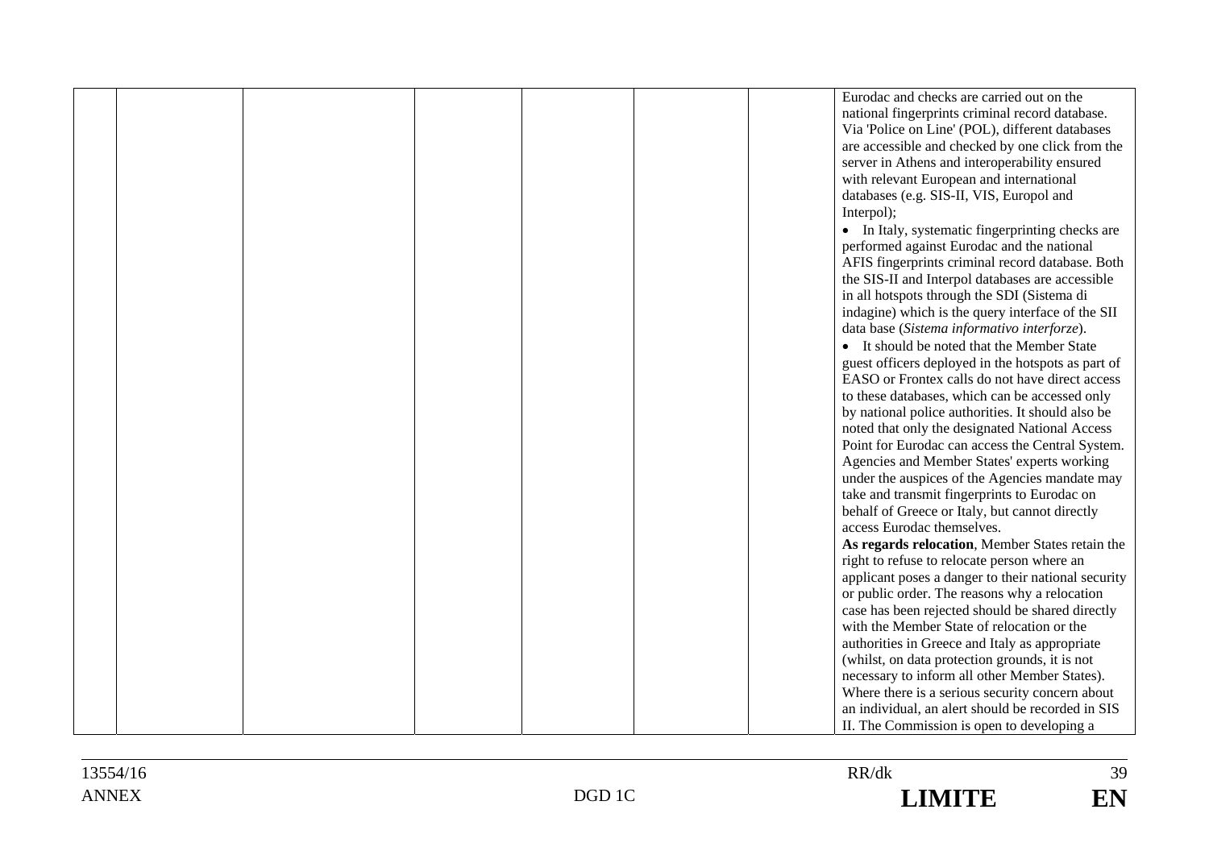|  |  |  |  |  |  |  |  |
|---|---|---|---|---|---|---|---|
|  |  |  |  |  |  |  | Eurodac and checks are carried out on the national fingerprints criminal record database. Via 'Police on Line' (POL), different databases are accessible and checked by one click from the server in Athens and interoperability ensured with relevant European and international databases (e.g. SIS-II, VIS, Europol and Interpol);<br>• In Italy, systematic fingerprinting checks are performed against Eurodac and the national AFIS fingerprints criminal record database. Both the SIS-II and Interpol databases are accessible in all hotspots through the SDI (Sistema di indagine) which is the query interface of the SII data base (*Sistema informativo interforze*).<br>• It should be noted that the Member State guest officers deployed in the hotspots as part of EASO or Frontex calls do not have direct access to these databases, which can be accessed only by national police authorities. It should also be noted that only the designated National Access Point for Eurodac can access the Central System. Agencies and Member States' experts working under the auspices of the Agencies mandate may take and transmit fingerprints to Eurodac on behalf of Greece or Italy, but cannot directly access Eurodac themselves.<br>**As regards relocation**, Member States retain the right to refuse to relocate person where an applicant poses a danger to their national security or public order. The reasons why a relocation case has been rejected should be shared directly with the Member State of relocation or the authorities in Greece and Italy as appropriate (whilst, on data protection grounds, it is not necessary to inform all other Member States). Where there is a serious security concern about an individual, an alert should be recorded in SIS II. The Commission is open to developing a |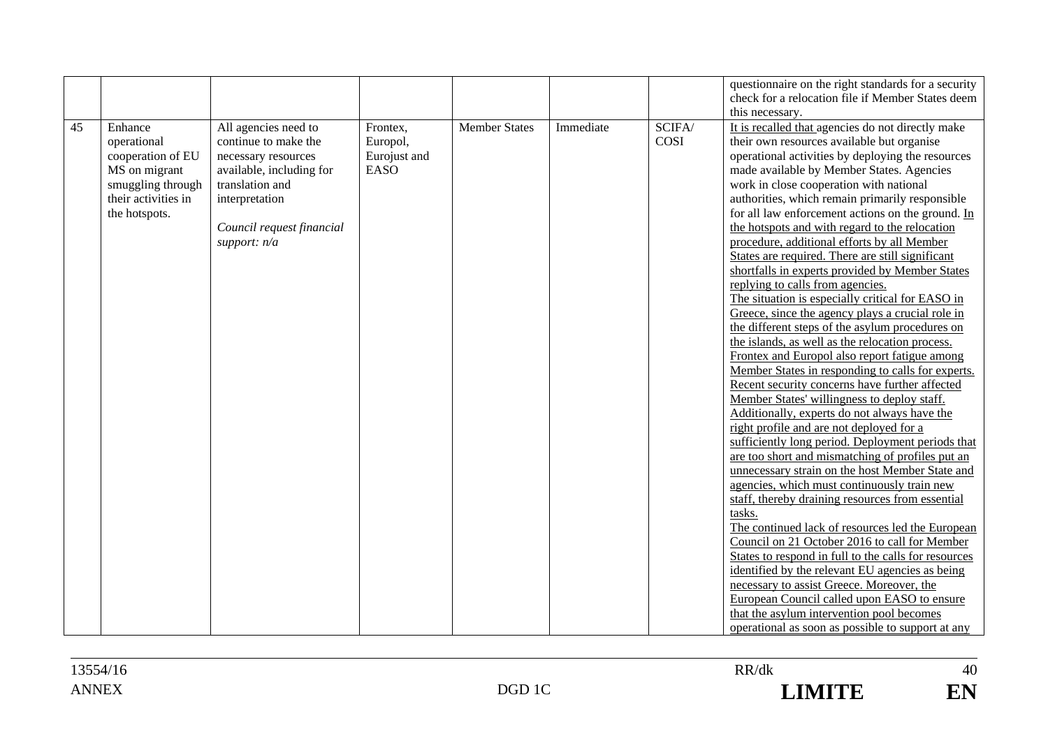| | | | | | | | |
|---|---|---|---|---|---|---|---|
| | | | | | | | questionnaire on the right standards for a security check for a relocation file if Member States deem this necessary. |
| 45 | Enhance operational cooperation of EU MS on migrant smuggling through their activities in the hotspots. | All agencies need to continue to make the necessary resources available, including for translation and interpretation<br><br>*Council request financial support: n/a* | Frontex, Europol, Eurojust and EASO | Member States | Immediate | SCIFA/ COSI | It is recalled that agencies do not directly make their own resources available but organise operational activities by deploying the resources made available by Member States. Agencies work in close cooperation with national authorities, which remain primarily responsible for all law enforcement actions on the ground. In the hotspots and with regard to the relocation procedure, additional efforts by all Member States are required. There are still significant shortfalls in experts provided by Member States replying to calls from agencies.<br>The situation is especially critical for EASO in Greece, since the agency plays a crucial role in the different steps of the asylum procedures on the islands, as well as the relocation process. Frontex and Europol also report fatigue among Member States in responding to calls for experts. Recent security concerns have further affected Member States' willingness to deploy staff. Additionally, experts do not always have the right profile and are not deployed for a sufficiently long period. Deployment periods that are too short and mismatching of profiles put an unnecessary strain on the host Member State and agencies, which must continuously train new staff, thereby draining resources from essential tasks.<br>The continued lack of resources led the European Council on 21 October 2016 to call for Member States to respond in full to the calls for resources identified by the relevant EU agencies as being necessary to assist Greece. Moreover, the European Council called upon EASO to ensure that the asylum intervention pool becomes operational as soon as possible to support at any |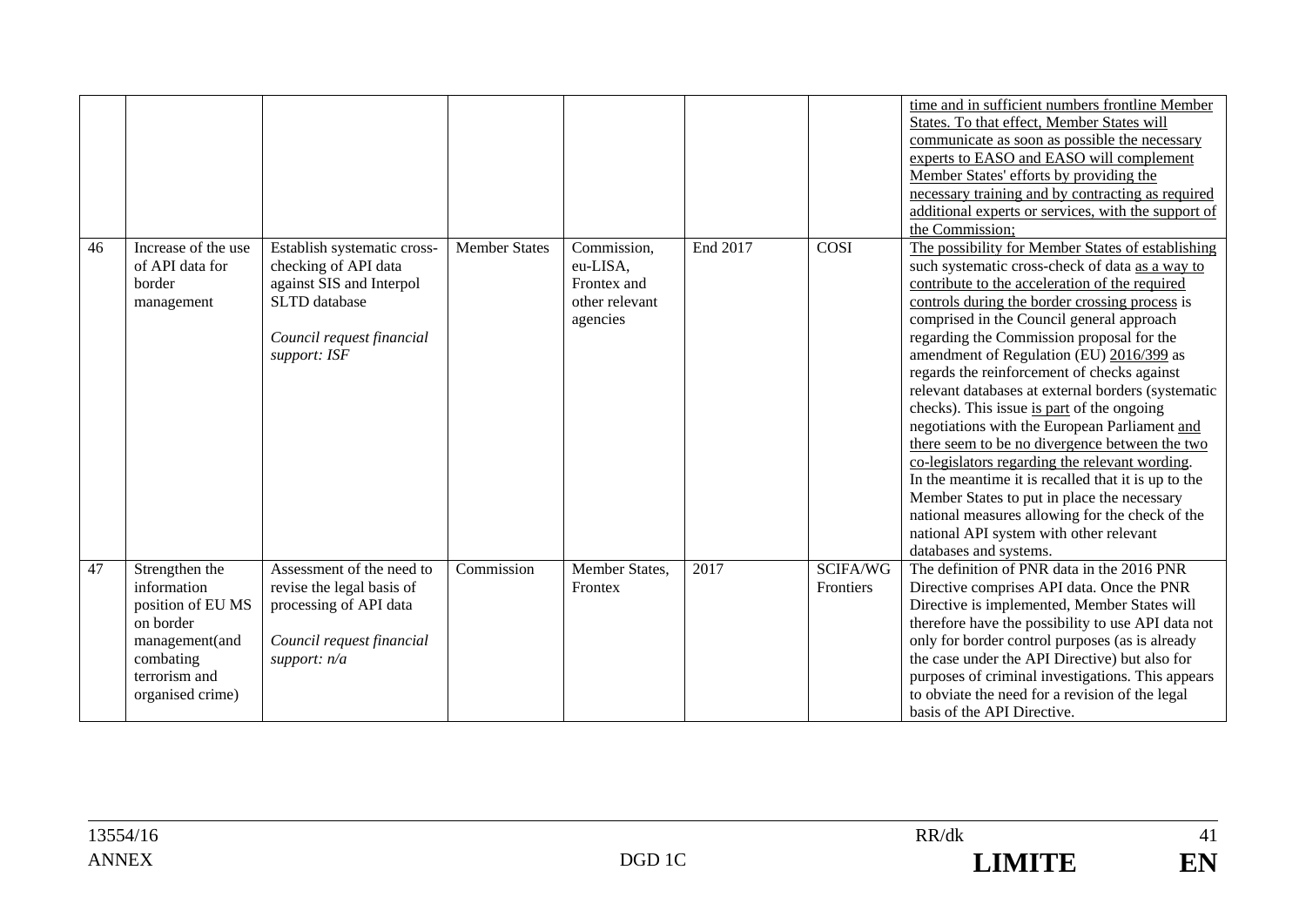| | | | | | | | |
|---|---|---|---|---|---|---|---|
| | | | | | | | time and in sufficient numbers frontline Member States. To that effect, Member States will communicate as soon as possible the necessary experts to EASO and EASO will complement Member States' efforts by providing the necessary training and by contracting as required additional experts or services, with the support of the Commission; |
| 46 | Increase of the use of API data for border management | Establish systematic cross-checking of API data against SIS and Interpol SLTD database<br><br>*Council request financial support: ISF* | Member States | Commission, eu-LISA, Frontex and other relevant agencies | End 2017 | COSI | The possibility for Member States of establishing such systematic cross-check of data as a way to contribute to the acceleration of the required controls during the border crossing process is comprised in the Council general approach regarding the Commission proposal for the amendment of Regulation (EU) 2016/399 as regards the reinforcement of checks against relevant databases at external borders (systematic checks). This issue is part of the ongoing negotiations with the European Parliament and there seem to be no divergence between the two co-legislators regarding the relevant wording. In the meantime it is recalled that it is up to the Member States to put in place the necessary national measures allowing for the check of the national API system with other relevant databases and systems. |
| 47 | Strengthen the information position of EU MS on border management(and combating terrorism and organised crime) | Assessment of the need to revise the legal basis of processing of API data<br><br>*Council request financial support: n/a* | Commission | Member States, Frontex | 2017 | SCIFA/WG Frontiers | The definition of PNR data in the 2016 PNR Directive comprises API data. Once the PNR Directive is implemented, Member States will therefore have the possibility to use API data not only for border control purposes (as is already the case under the API Directive) but also for purposes of criminal investigations. This appears to obviate the need for a revision of the legal basis of the API Directive. |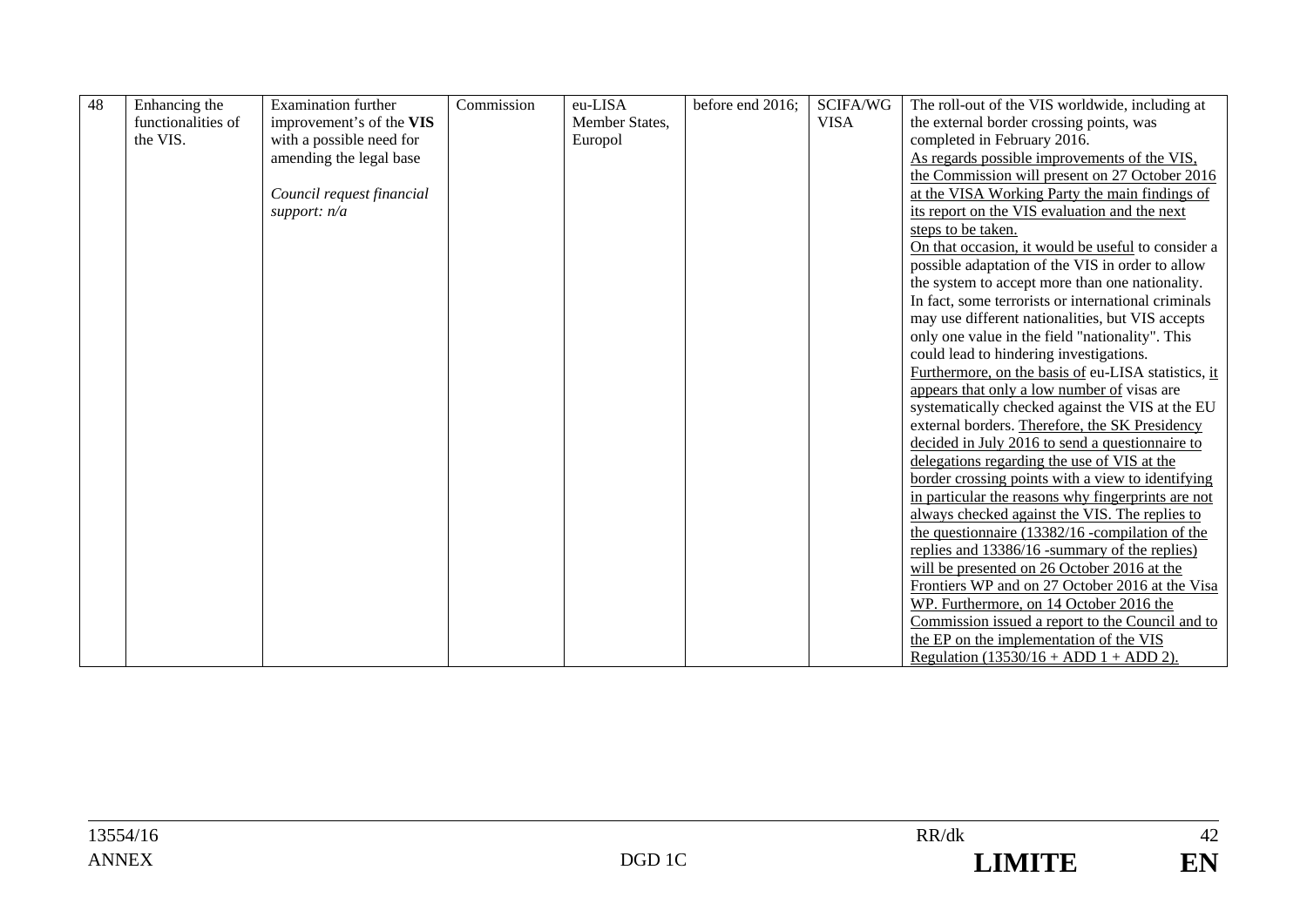| 48 | Enhancing the functionalities of the VIS. | Examination further improvement's of the **VIS** with a possible need for amending the legal base<br><br>*Council request financial support: n/a* | Commission | eu-LISA Member States, Europol | before end 2016; | SCIFA/WG VISA | The roll-out of the VIS worldwide, including at the external border crossing points, was completed in February 2016.<br>As regards possible improvements of the VIS, the Commission will present on 27 October 2016 at the VISA Working Party the main findings of its report on the VIS evaluation and the next steps to be taken.<br>On that occasion, it would be useful to consider a possible adaptation of the VIS in order to allow the system to accept more than one nationality. In fact, some terrorists or international criminals may use different nationalities, but VIS accepts only one value in the field "nationality". This could lead to hindering investigations.<br>Furthermore, on the basis of eu-LISA statistics, it appears that only a low number of visas are systematically checked against the VIS at the EU external borders. Therefore, the SK Presidency decided in July 2016 to send a questionnaire to delegations regarding the use of VIS at the border crossing points with a view to identifying in particular the reasons why fingerprints are not always checked against the VIS. The replies to the questionnaire (13382/16 -compilation of the replies and 13386/16 -summary of the replies) will be presented on 26 October 2016 at the Frontiers WP and on 27 October 2016 at the Visa WP. Furthermore, on 14 October 2016 the Commission issued a report to the Council and to the EP on the implementation of the VIS Regulation (13530/16 + ADD 1 + ADD 2). |
|---|---|---|---|---|---|---|---|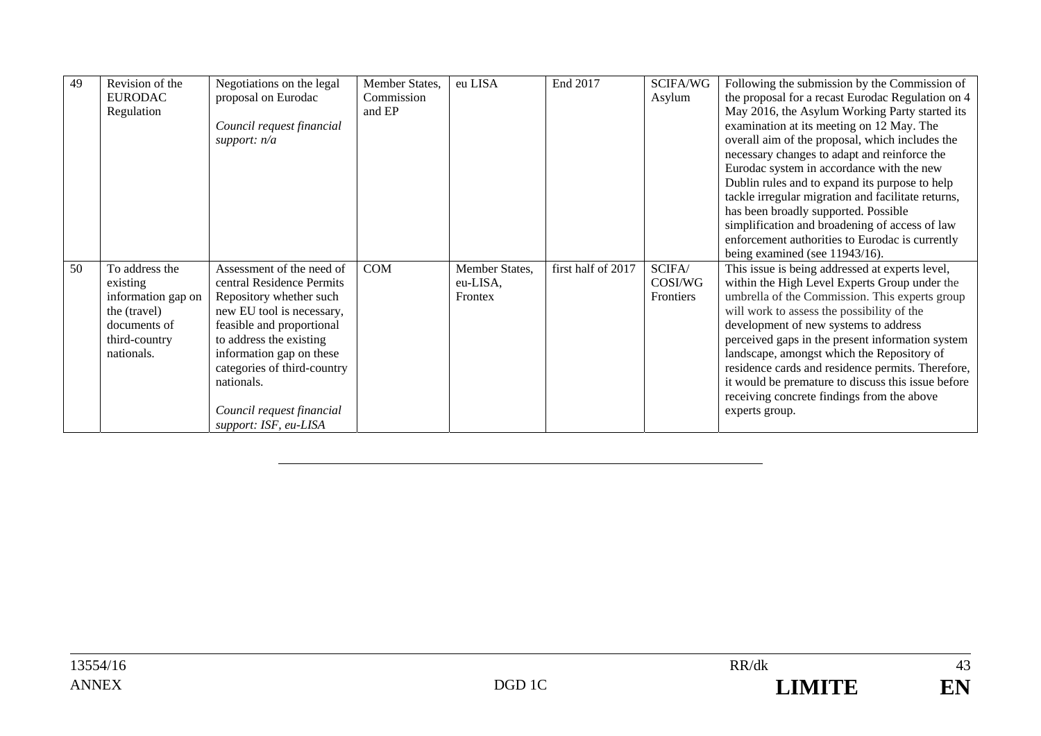| | | | | | | | |
|---|---|---|---|---|---|---|---|
| 49 | Revision of the EURODAC Regulation | Negotiations on the legal proposal on Eurodac<br><br>*Council request financial support: n/a* | Member States, Commission and EP | eu LISA | End 2017 | SCIFA/WG Asylum | Following the submission by the Commission of the proposal for a recast Eurodac Regulation on 4 May 2016, the Asylum Working Party started its examination at its meeting on 12 May. The overall aim of the proposal, which includes the necessary changes to adapt and reinforce the Eurodac system in accordance with the new Dublin rules and to expand its purpose to help tackle irregular migration and facilitate returns, has been broadly supported. Possible simplification and broadening of access of law enforcement authorities to Eurodac is currently being examined (see 11943/16). |
| 50 | To address the existing information gap on the (travel) documents of third-country nationals. | Assessment of the need of central Residence Permits Repository whether such new EU tool is necessary, feasible and proportional to address the existing information gap on these categories of third-country nationals.<br><br>*Council request financial support: ISF, eu-LISA* | COM | Member States, eu-LISA, Frontex | first half of 2017 | SCIFA/ COSI/WG Frontiers | This issue is being addressed at experts level, within the High Level Experts Group under the umbrella of the Commission. This experts group will work to assess the possibility of the development of new systems to address perceived gaps in the present information system landscape, amongst which the Repository of residence cards and residence permits. Therefore, it would be premature to discuss this issue before receiving concrete findings from the above experts group. |